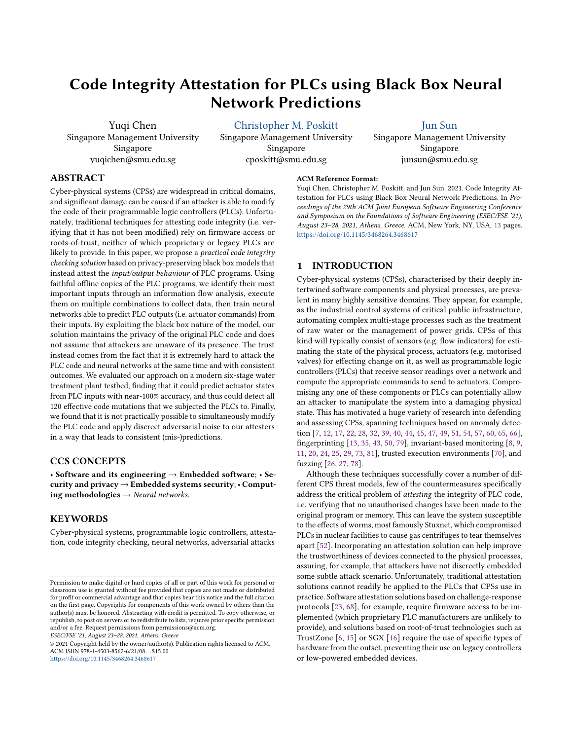# Code Integrity Attestation for PLCs using Black Box Neural Network Predictions

Yuqi Chen
Singapore Management University
Singapore
yuqichen@smu.edu.sg

Christopher M. Poskitt
Singapore Management University
Singapore
cposkitt@smu.edu.sg

Jun Sun
Singapore Management University
Singapore
junsun@smu.edu.sg

## ABSTRACT

Cyber-physical systems (CPSs) are widespread in critical domains, and significant damage can be caused if an attacker is able to modify the code of their programmable logic controllers (PLCs). Unfortunately, traditional techniques for attesting code integrity (i.e. verifying that it has not been modified) rely on firmware access or roots-of-trust, neither of which proprietary or legacy PLCs are likely to provide. In this paper, we propose a *practical code integrity checking solution* based on privacy-preserving black box models that instead attest the *input/output behaviour* of PLC programs. Using faithful offline copies of the PLC programs, we identify their most important inputs through an information flow analysis, execute them on multiple combinations to collect data, then train neural networks able to predict PLC outputs (i.e. actuator commands) from their inputs. By exploiting the black box nature of the model, our solution maintains the privacy of the original PLC code and does not assume that attackers are unaware of its presence. The trust instead comes from the fact that it is extremely hard to attack the PLC code and neural networks at the same time and with consistent outcomes. We evaluated our approach on a modern six-stage water treatment plant testbed, finding that it could predict actuator states from PLC inputs with near-100% accuracy, and thus could detect all 120 effective code mutations that we subjected the PLCs to. Finally, we found that it is not practically possible to simultaneously modify the PLC code and apply discreet adversarial noise to our attesters in a way that leads to consistent (mis-)predictions.

## CCS CONCEPTS

• **Software and its engineering** → **Embedded software**; • **Security and privacy** → **Embedded systems security**; • **Computing methodologies** → *Neural networks*.

## KEYWORDS

Cyber-physical systems, programmable logic controllers, attestation, code integrity checking, neural networks, adversarial attacks

Permission to make digital or hard copies of all or part of this work for personal or classroom use is granted without fee provided that copies are not made or distributed for profit or commercial advantage and that copies bear this notice and the full citation on the first page. Copyrights for components of this work owned by others than the author(s) must be honored. Abstracting with credit is permitted. To copy otherwise, or republish, to post on servers or to redistribute to lists, requires prior specific permission and/or a fee. Request permissions from permissions@acm.org.
*ESEC/FSE '21, August 23–28, 2021, Athens, Greece*
© 2021 Copyright held by the owner/author(s). Publication rights licensed to ACM.
ACM ISBN 978-1-4503-8562-6/21/08...$15.00
https://doi.org/10.1145/3468264.3468617

**ACM Reference Format:**
Yuqi Chen, Christopher M. Poskitt, and Jun Sun. 2021. Code Integrity Attestation for PLCs using Black Box Neural Network Predictions. In *Proceedings of the 29th ACM Joint European Software Engineering Conference and Symposium on the Foundations of Software Engineering (ESEC/FSE '21), August 23–28, 2021, Athens, Greece.* ACM, New York, NY, USA, 13 pages. https://doi.org/10.1145/3468264.3468617

## 1 INTRODUCTION

Cyber-physical systems (CPSs), characterised by their deeply intertwined software components and physical processes, are prevalent in many highly sensitive domains. They appear, for example, as the industrial control systems of critical public infrastructure, automating complex multi-stage processes such as the treatment of raw water or the management of power grids. CPSs of this kind will typically consist of sensors (e.g. flow indicators) for estimating the state of the physical process, actuators (e.g. motorised valves) for effecting change on it, as well as programmable logic controllers (PLCs) that receive sensor readings over a network and compute the appropriate commands to send to actuators. Compromising any one of these components or PLCs can potentially allow an attacker to manipulate the system into a damaging physical state. This has motivated a huge variety of research into defending and assessing CPSs, spanning techniques based on anomaly detection [7, 12, 17, 22, 28, 32, 39, 40, 44, 45, 47, 49, 51, 54, 57, 60, 65, 66], fingerprinting [13, 35, 43, 50, 79], invariant-based monitoring [8, 9, 11, 20, 24, 25, 29, 73, 81], trusted execution environments [70], and fuzzing [26, 27, 78].

Although these techniques successfully cover a number of different CPS threat models, few of the countermeasures specifically address the critical problem of *attesting* the integrity of PLC code, i.e. verifying that no unauthorised changes have been made to the original program or memory. This can leave the system susceptible to the effects of worms, most famously Stuxnet, which compromised PLCs in nuclear facilities to cause gas centrifuges to tear themselves apart [52]. Incorporating an attestation solution can help improve the trustworthiness of devices connected to the physical processes, assuring, for example, that attackers have not discreetly embedded some subtle attack scenario. Unfortunately, traditional attestation solutions cannot readily be applied to the PLCs that CPSs use in practice. Software attestation solutions based on challenge-response protocols [23, 68], for example, require firmware access to be implemented (which proprietary PLC manufacturers are unlikely to provide), and solutions based on root-of-trust technologies such as TrustZone [6, 15] or SGX [16] require the use of specific types of hardware from the outset, preventing their use on legacy controllers or low-powered embedded devices.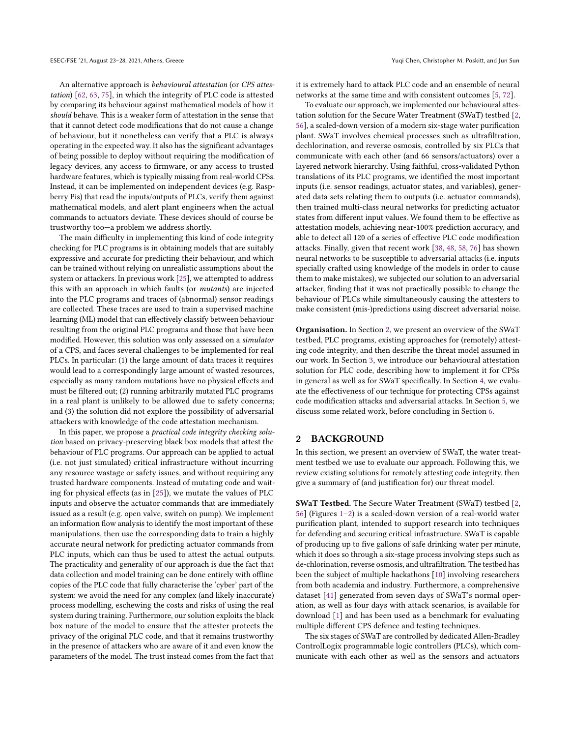An alternative approach is *behavioural attestation* (or *CPS attestation*) [62, 63, 75], in which the integrity of PLC code is attested by comparing its behaviour against mathematical models of how it *should* behave. This is a weaker form of attestation in the sense that that it cannot detect code modifications that do not cause a change of behaviour, but it nonetheless can verify that a PLC is always operating in the expected way. It also has the significant advantages of being possible to deploy without requiring the modification of legacy devices, any access to firmware, or any access to trusted hardware features, which is typically missing from real-world CPSs. Instead, it can be implemented on independent devices (e.g. Raspberry Pis) that read the inputs/outputs of PLCs, verify them against mathematical models, and alert plant engineers when the actual commands to actuators deviate. These devices should of course be trustworthy too—a problem we address shortly.

The main difficulty in implementing this kind of code integrity checking for PLC programs is in obtaining models that are suitably expressive and accurate for predicting their behaviour, and which can be trained without relying on unrealistic assumptions about the system or attackers. In previous work [25], we attempted to address this with an approach in which faults (or *mutants*) are injected into the PLC programs and traces of (abnormal) sensor readings are collected. These traces are used to train a supervised machine learning (ML) model that can effectively classify between behaviour resulting from the original PLC programs and those that have been modified. However, this solution was only assessed on a *simulator* of a CPS, and faces several challenges to be implemented for real PLCs. In particular: (1) the large amount of data traces it requires would lead to a correspondingly large amount of wasted resources, especially as many random mutations have no physical effects and must be filtered out; (2) running arbitrarily mutated PLC programs in a real plant is unlikely to be allowed due to safety concerns; and (3) the solution did not explore the possibility of adversarial attackers with knowledge of the code attestation mechanism.

In this paper, we propose a *practical code integrity checking solution* based on privacy-preserving black box models that attest the behaviour of PLC programs. Our approach can be applied to actual (i.e. not just simulated) critical infrastructure without incurring any resource wastage or safety issues, and without requiring any trusted hardware components. Instead of mutating code and waiting for physical effects (as in [25]), we mutate the values of PLC inputs and observe the actuator commands that are immediately issued as a result (e.g. open valve, switch on pump). We implement an information flow analysis to identify the most important of these manipulations, then use the corresponding data to train a highly accurate neural network for predicting actuator commands from PLC inputs, which can thus be used to attest the actual outputs. The practicality and generality of our approach is due the fact that data collection and model training can be done entirely with offline copies of the PLC code that fully characterise the 'cyber' part of the system: we avoid the need for any complex (and likely inaccurate) process modelling, eschewing the costs and risks of using the real system during training. Furthermore, our solution exploits the black box nature of the model to ensure that the attester protects the privacy of the original PLC code, and that it remains trustworthy in the presence of attackers who are aware of it and even know the parameters of the model. The trust instead comes from the fact that it is extremely hard to attack PLC code and an ensemble of neural networks at the same time and with consistent outcomes [5, 72].

To evaluate our approach, we implemented our behavioural attestation solution for the Secure Water Treatment (SWaT) testbed [2, 56], a scaled-down version of a modern six-stage water purification plant. SWaT involves chemical processes such as ultrafiltration, dechlorination, and reverse osmosis, controlled by six PLCs that communicate with each other (and 66 sensors/actuators) over a layered network hierarchy. Using faithful, cross-validated Python translations of its PLC programs, we identified the most important inputs (i.e. sensor readings, actuator states, and variables), generated data sets relating them to outputs (i.e. actuator commands), then trained multi-class neural networks for predicting actuator states from different input values. We found them to be effective as attestation models, achieving near-100% prediction accuracy, and able to detect all 120 of a series of effective PLC code modification attacks. Finally, given that recent work [38, 48, 58, 76] has shown neural networks to be susceptible to adversarial attacks (i.e. inputs specially crafted using knowledge of the models in order to cause them to make mistakes), we subjected our solution to an adversarial attacker, finding that it was not practically possible to change the behaviour of PLCs while simultaneously causing the attesters to make consistent (mis-)predictions using discreet adversarial noise.

**Organisation.** In Section 2, we present an overview of the SWaT testbed, PLC programs, existing approaches for (remotely) attesting code integrity, and then describe the threat model assumed in our work. In Section 3, we introduce our behavioural attestation solution for PLC code, describing how to implement it for CPSs in general as well as for SWaT specifically. In Section 4, we evaluate the effectiveness of our technique for protecting CPSs against code modification attacks and adversarial attacks. In Section 5, we discuss some related work, before concluding in Section 6.

## 2 BACKGROUND

In this section, we present an overview of SWaT, the water treatment testbed we use to evaluate our approach. Following this, we review existing solutions for remotely attesting code integrity, then give a summary of (and justification for) our threat model.

**SWaT Testbed.** The Secure Water Treatment (SWaT) testbed [2, 56] (Figures 1–2) is a scaled-down version of a real-world water purification plant, intended to support research into techniques for defending and securing critical infrastructure. SWaT is capable of producing up to five gallons of safe drinking water per minute, which it does so through a six-stage process involving steps such as de-chlorination, reverse osmosis, and ultrafiltration. The testbed has been the subject of multiple hackathons [10] involving researchers from both academia and industry. Furthermore, a comprehensive dataset [41] generated from seven days of SWaT's normal operation, as well as four days with attack scenarios, is available for download [1] and has been used as a benchmark for evaluating multiple different CPS defence and testing techniques.

The six stages of SWaT are controlled by dedicated Allen-Bradley ControlLogix programmable logic controllers (PLCs), which communicate with each other as well as the sensors and actuators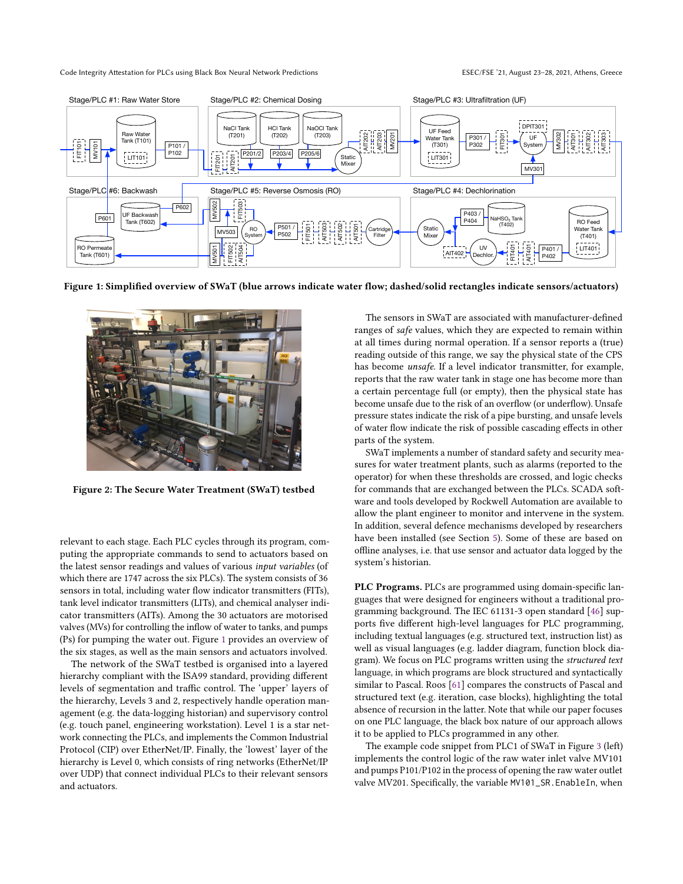Figure 1: Simplified overview of SWaT (blue arrows indicate water flow; dashed/solid rectangles indicate sensors/actuators)

Figure 2: The Secure Water Treatment (SWaT) testbed

relevant to each stage. Each PLC cycles through its program, computing the appropriate commands to send to actuators based on the latest sensor readings and values of various *input variables* (of which there are 1747 across the six PLCs). The system consists of 36 sensors in total, including water flow indicator transmitters (FITs), tank level indicator transmitters (LITs), and chemical analyser indicator transmitters (AITs). Among the 30 actuators are motorised valves (MVs) for controlling the inflow of water to tanks, and pumps (Ps) for pumping the water out. Figure 1 provides an overview of the six stages, as well as the main sensors and actuators involved.

The network of the SWaT testbed is organised into a layered hierarchy compliant with the ISA99 standard, providing different levels of segmentation and traffic control. The 'upper' layers of the hierarchy, Levels 3 and 2, respectively handle operation management (e.g. the data-logging historian) and supervisory control (e.g. touch panel, engineering workstation). Level 1 is a star network connecting the PLCs, and implements the Common Industrial Protocol (CIP) over EtherNet/IP. Finally, the 'lowest' layer of the hierarchy is Level 0, which consists of ring networks (EtherNet/IP over UDP) that connect individual PLCs to their relevant sensors and actuators.

The sensors in SWaT are associated with manufacturer-defined ranges of *safe* values, which they are expected to remain within at all times during normal operation. If a sensor reports a (true) reading outside of this range, we say the physical state of the CPS has become *unsafe*. If a level indicator transmitter, for example, reports that the raw water tank in stage one has become more than a certain percentage full (or empty), then the physical state has become unsafe due to the risk of an overflow (or underflow). Unsafe pressure states indicate the risk of a pipe bursting, and unsafe levels of water flow indicate the risk of possible cascading effects in other parts of the system.

SWaT implements a number of standard safety and security measures for water treatment plants, such as alarms (reported to the operator) for when these thresholds are crossed, and logic checks for commands that are exchanged between the PLCs. SCADA software and tools developed by Rockwell Automation are available to allow the plant engineer to monitor and intervene in the system. In addition, several defence mechanisms developed by researchers have been installed (see Section 5). Some of these are based on offline analyses, i.e. that use sensor and actuator data logged by the system's historian.

**PLC Programs.** PLCs are programmed using domain-specific languages that were designed for engineers without a traditional programming background. The IEC 61131-3 open standard [46] supports five different high-level languages for PLC programming, including textual languages (e.g. structured text, instruction list) as well as visual languages (e.g. ladder diagram, function block diagram). We focus on PLC programs written using the *structured text* language, in which programs are block structured and syntactically similar to Pascal. Roos [61] compares the constructs of Pascal and structured text (e.g. iteration, case blocks), highlighting the total absence of recursion in the latter. Note that while our paper focuses on one PLC language, the black box nature of our approach allows it to be applied to PLCs programmed in any other.

The example code snippet from PLC1 of SWaT in Figure 3 (left) implements the control logic of the raw water inlet valve MV101 and pumps P101/P102 in the process of opening the raw water outlet valve MV201. Specifically, the variable MV101_SR.EnableIn, when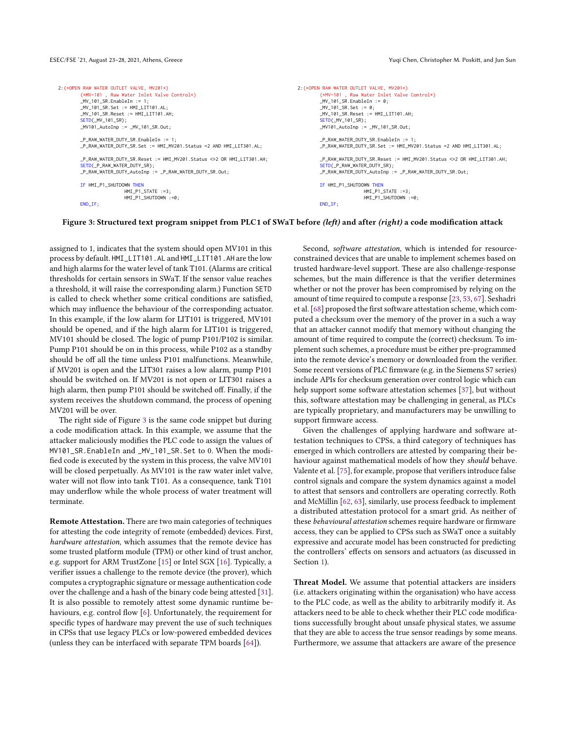```
2:(*OPEN RAW WATER OUTLET VALVE, MV201*)
        (*MV-101 , Raw Water Inlet Valve Control*)
        _MV_101_SR.EnableIn := 1;
        _MV_101_SR.Set := HMI_LIT101.AL;
        _MV_101_SR.Reset := HMI_LIT101.AH;
        SETD(_MV_101_SR);
        _MV101_AutoInp := _MV_101_SR.Out;

        _P_RAW_WATER_DUTY_SR.EnableIn := 1;
        _P_RAW_WATER_DUTY_SR.Set := HMI_MV201.Status =2 AND HMI_LIT301.AL;

        _P_RAW_WATER_DUTY_SR.Reset := HMI_MV201.Status <>2 OR HMI_LIT301.AH;
        SETD(_P_RAW_WATER_DUTY_SR);
        _P_RAW_WATER_DUTY_AutoInp := _P_RAW_WATER_DUTY_SR.Out;

        IF HMI_P1_SHUTDOWN THEN
                        HMI_P1_STATE :=3;
                        HMI_P1_SHUTDOWN :=0;
        END_IF;
```

```
2:(*OPEN RAW WATER OUTLET VALVE, MV201*)
        (*MV-101 , Raw Water Inlet Valve Control*)
        _MV_101_SR.EnableIn := 0;
        _MV_101_SR.Set := 0;
        _MV_101_SR.Reset := HMI_LIT101.AH;
        SETD(_MV_101_SR);
        _MV101_AutoInp := _MV_101_SR.Out;

        _P_RAW_WATER_DUTY_SR.EnableIn := 1;
        _P_RAW_WATER_DUTY_SR.Set := HMI_MV201.Status =2 AND HMI_LIT301.AL;

        _P_RAW_WATER_DUTY_SR.Reset := HMI_MV201.Status <>2 OR HMI_LIT301.AH;
        SETD(_P_RAW_WATER_DUTY_SR);
        _P_RAW_WATER_DUTY_AutoInp := _P_RAW_WATER_DUTY_SR.Out;

        IF HMI_P1_SHUTDOWN THEN
                        HMI_P1_STATE :=3;
                        HMI_P1_SHUTDOWN :=0;
        END_IF;
```

**Figure 3: Structured text program snippet from PLC1 of SWaT before *(left)* and after *(right)* a code modification attack**

assigned to 1, indicates that the system should open MV101 in this process by default. HMI_LIT101.AL and HMI_LIT101.AH are the low and high alarms for the water level of tank T101. (Alarms are critical thresholds for certain sensors in SWaT. If the sensor value reaches a threshold, it will raise the corresponding alarm.) Function SETD is called to check whether some critical conditions are satisfied, which may influence the behaviour of the corresponding actuator. In this example, if the low alarm for LIT101 is triggered, MV101 should be opened, and if the high alarm for LIT101 is triggered, MV101 should be closed. The logic of pump P101/P102 is similar. Pump P101 should be on in this process, while P102 as a standby should be off all the time unless P101 malfunctions. Meanwhile, if MV201 is open and the LIT301 raises a low alarm, pump P101 should be switched on. If MV201 is not open or LIT301 raises a high alarm, then pump P101 should be switched off. Finally, if the system receives the shutdown command, the process of opening MV201 will be over.

The right side of Figure 3 is the same code snippet but during a code modification attack. In this example, we assume that the attacker maliciously modifies the PLC code to assign the values of MV101_SR.EnableIn and _MV_101_SR.Set to 0. When the modified code is executed by the system in this process, the valve MV101 will be closed perpetually. As MV101 is the raw water inlet valve, water will not flow into tank T101. As a consequence, tank T101 may underflow while the whole process of water treatment will terminate.

**Remote Attestation.** There are two main categories of techniques for attesting the code integrity of remote (embedded) devices. First, *hardware attestation*, which assumes that the remote device has some trusted platform module (TPM) or other kind of trust anchor, e.g. support for ARM TrustZone [15] or Intel SGX [16]. Typically, a verifier issues a challenge to the remote device (the prover), which computes a cryptographic signature or message authentication code over the challenge and a hash of the binary code being attested [31]. It is also possible to remotely attest some dynamic runtime behaviours, e.g. control flow [6]. Unfortunately, the requirement for specific types of hardware may prevent the use of such techniques in CPSs that use legacy PLCs or low-powered embedded devices (unless they can be interfaced with separate TPM boards [64]).

Second, *software attestation*, which is intended for resource-constrained devices that are unable to implement schemes based on trusted hardware-level support. These are also challenge-response schemes, but the main difference is that the verifier determines whether or not the prover has been compromised by relying on the amount of time required to compute a response [23, 53, 67]. Seshadri et al. [68] proposed the first software attestation scheme, which computed a checksum over the memory of the prover in a such a way that an attacker cannot modify that memory without changing the amount of time required to compute the (correct) checksum. To implement such schemes, a procedure must be either pre-programmed into the remote device's memory or downloaded from the verifier. Some recent versions of PLC firmware (e.g. in the Siemens S7 series) include APIs for checksum generation over control logic which can help support some software attestation schemes [37], but without this, software attestation may be challenging in general, as PLCs are typically proprietary, and manufacturers may be unwilling to support firmware access.

Given the challenges of applying hardware and software attestation techniques to CPSs, a third category of techniques has emerged in which controllers are attested by comparing their behaviour against mathematical models of how they *should* behave. Valente et al. [75], for example, propose that verifiers introduce false control signals and compare the system dynamics against a model to attest that sensors and controllers are operating correctly. Roth and McMillin [62, 63], similarly, use process feedback to implement a distributed attestation protocol for a smart grid. As neither of these *behavioural attestation* schemes require hardware or firmware access, they can be applied to CPSs such as SWaT once a suitably expressive and accurate model has been constructed for predicting the controllers' effects on sensors and actuators (as discussed in Section 1).

**Threat Model.** We assume that potential attackers are insiders (i.e. attackers originating within the organisation) who have access to the PLC code, as well as the ability to arbitrarily modify it. As attackers need to be able to check whether their PLC code modifications successfully brought about unsafe physical states, we assume that they are able to access the true sensor readings by some means. Furthermore, we assume that attackers are aware of the presence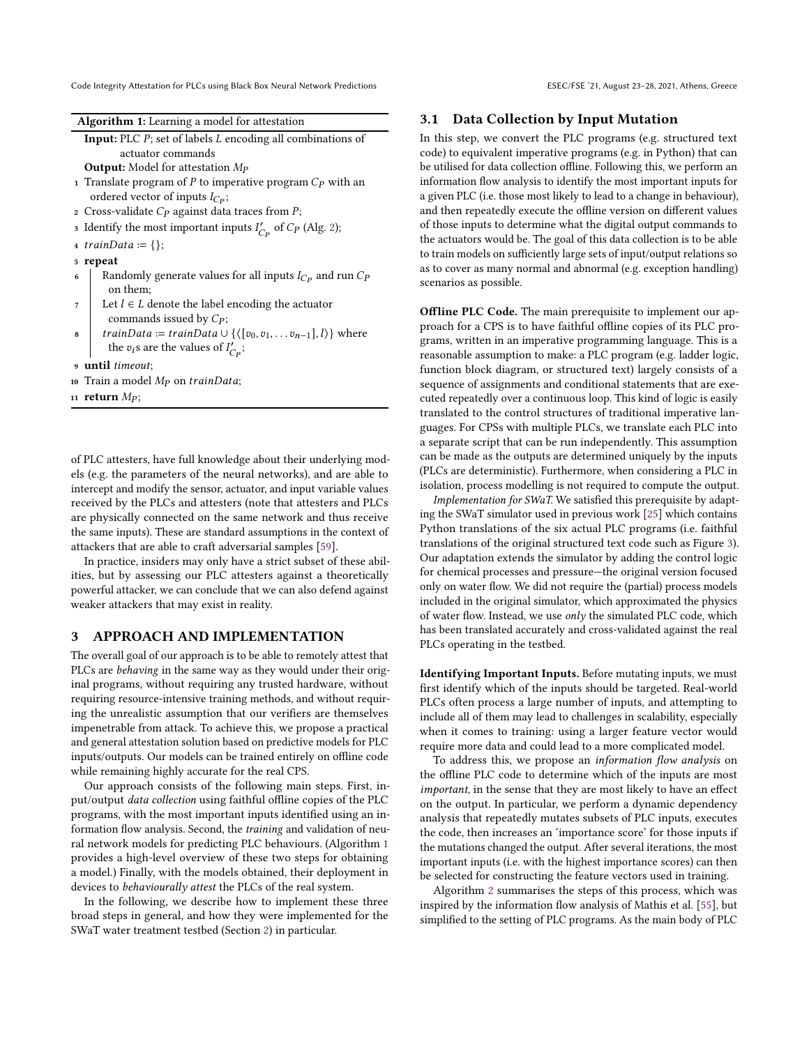**Algorithm 1:** Learning a model for attestation

```
Input: PLC P; set of labels L encoding all combinations of
       actuator commands
Output: Model for attestation M_P
1  Translate program of P to imperative program C_P with an
   ordered vector of inputs I_{C_P};
2  Cross-validate C_P against data traces from P;
3  Identify the most important inputs I'_{C_P} of C_P (Alg. 2);
4  trainData := {};
5  repeat
6      Randomly generate values for all inputs I_{C_P} and run C_P
       on them;
7      Let l ∈ L denote the label encoding the actuator
       commands issued by C_P;
8      trainData := trainData ∪ {⟨[v_0, v_1, ... v_{n-1}], l⟩} where
       the v_i s are the values of I'_{C_P};
9  until timeout;
10 Train a model M_P on trainData;
11 return M_P;
```

of PLC attesters, have full knowledge about their underlying models (e.g. the parameters of the neural networks), and are able to intercept and modify the sensor, actuator, and input variable values received by the PLCs and attesters (note that attesters and PLCs are physically connected on the same network and thus receive the same inputs). These are standard assumptions in the context of attackers that are able to craft adversarial samples [59].

In practice, insiders may only have a strict subset of these abilities, but by assessing our PLC attesters against a theoretically powerful attacker, we can conclude that we can also defend against weaker attackers that may exist in reality.

## 3 APPROACH AND IMPLEMENTATION

The overall goal of our approach is to be able to remotely attest that PLCs are *behaving* in the same way as they would under their original programs, without requiring any trusted hardware, without requiring resource-intensive training methods, and without requiring the unrealistic assumption that our verifiers are themselves impenetrable from attack. To achieve this, we propose a practical and general attestation solution based on predictive models for PLC inputs/outputs. Our models can be trained entirely on offline code while remaining highly accurate for the real CPS.

Our approach consists of the following main steps. First, input/output *data collection* using faithful offline copies of the PLC programs, with the most important inputs identified using an information flow analysis. Second, the *training* and validation of neural network models for predicting PLC behaviours. (Algorithm 1 provides a high-level overview of these two steps for obtaining a model.) Finally, with the models obtained, their deployment in devices to *behaviourally attest* the PLCs of the real system.

In the following, we describe how to implement these three broad steps in general, and how they were implemented for the SWaT water treatment testbed (Section 2) in particular.

### 3.1 Data Collection by Input Mutation

In this step, we convert the PLC programs (e.g. structured text code) to equivalent imperative programs (e.g. in Python) that can be utilised for data collection offline. Following this, we perform an information flow analysis to identify the most important inputs for a given PLC (i.e. those most likely to lead to a change in behaviour), and then repeatedly execute the offline version on different values of those inputs to determine what the digital output commands to the actuators would be. The goal of this data collection is to be able to train models on sufficiently large sets of input/output relations so as to cover as many normal and abnormal (e.g. exception handling) scenarios as possible.

**Offline PLC Code.** The main prerequisite to implement our approach for a CPS is to have faithful offline copies of its PLC programs, written in an imperative programming language. This is a reasonable assumption to make: a PLC program (e.g. ladder logic, function block diagram, or structured text) largely consists of a sequence of assignments and conditional statements that are executed repeatedly over a continuous loop. This kind of logic is easily translated to the control structures of traditional imperative languages. For CPSs with multiple PLCs, we translate each PLC into a separate script that can be run independently. This assumption can be made as the outputs are determined uniquely by the inputs (PLCs are deterministic). Furthermore, when considering a PLC in isolation, process modelling is not required to compute the output.

*Implementation for SWaT.* We satisfied this prerequisite by adapting the SWaT simulator used in previous work [25] which contains Python translations of the six actual PLC programs (i.e. faithful translations of the original structured text code such as Figure 3). Our adaptation extends the simulator by adding the control logic for chemical processes and pressure—the original version focused only on water flow. We did not require the (partial) process models included in the original simulator, which approximated the physics of water flow. Instead, we use *only* the simulated PLC code, which has been translated accurately and cross-validated against the real PLCs operating in the testbed.

**Identifying Important Inputs.** Before mutating inputs, we must first identify which of the inputs should be targeted. Real-world PLCs often process a large number of inputs, and attempting to include all of them may lead to challenges in scalability, especially when it comes to training: using a larger feature vector would require more data and could lead to a more complicated model.

To address this, we propose an *information flow analysis* on the offline PLC code to determine which of the inputs are most *important*, in the sense that they are most likely to have an effect on the output. In particular, we perform a dynamic dependency analysis that repeatedly mutates subsets of PLC inputs, executes the code, then increases an 'importance score' for those inputs if the mutations changed the output. After several iterations, the most important inputs (i.e. with the highest importance scores) can then be selected for constructing the feature vectors used in training.

Algorithm 2 summarises the steps of this process, which was inspired by the information flow analysis of Mathis et al. [55], but simplified to the setting of PLC programs. As the main body of PLC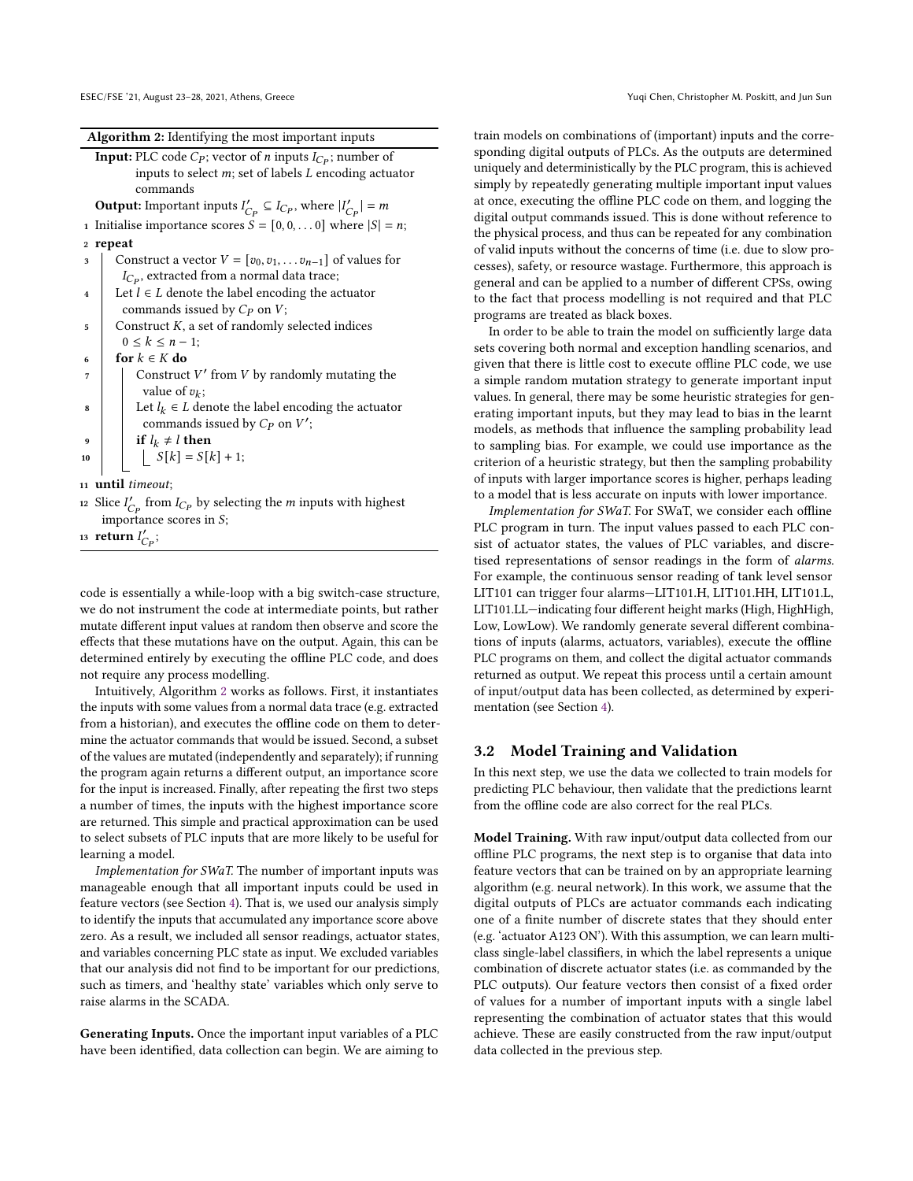**Algorithm 2:** Identifying the most important inputs

```
Input: PLC code C_P; vector of n inputs I_{C_P}; number of
       inputs to select m; set of labels L encoding actuator
       commands
Output: Important inputs I'_{C_P} ⊆ I_{C_P}, where |I'_{C_P}| = m
1  Initialise importance scores S = [0, 0, ... 0] where |S| = n;
2  repeat
3      Construct a vector V = [v_0, v_1, ... v_{n-1}] of values for
         I_{C_P}, extracted from a normal data trace;
4      Let l ∈ L denote the label encoding the actuator
         commands issued by C_P on V;
5      Construct K, a set of randomly selected indices
         0 ≤ k ≤ n − 1;
6      for k ∈ K do
7          Construct V' from V by randomly mutating the
             value of v_k;
8          Let l_k ∈ L denote the label encoding the actuator
             commands issued by C_P on V';
9          if l_k ≠ l then
10             S[k] = S[k] + 1;
11 until timeout;
12 Slice I'_{C_P} from I_{C_P} by selecting the m inputs with highest
     importance scores in S;
13 return I'_{C_P};
```

code is essentially a while-loop with a big switch-case structure, we do not instrument the code at intermediate points, but rather mutate different input values at random then observe and score the effects that these mutations have on the output. Again, this can be determined entirely by executing the offline PLC code, and does not require any process modelling.

Intuitively, Algorithm 2 works as follows. First, it instantiates the inputs with some values from a normal data trace (e.g. extracted from a historian), and executes the offline code on them to determine the actuator commands that would be issued. Second, a subset of the values are mutated (independently and separately); if running the program again returns a different output, an importance score for the input is increased. Finally, after repeating the first two steps a number of times, the inputs with the highest importance score are returned. This simple and practical approximation can be used to select subsets of PLC inputs that are more likely to be useful for learning a model.

*Implementation for SWaT.* The number of important inputs was manageable enough that all important inputs could be used in feature vectors (see Section 4). That is, we used our analysis simply to identify the inputs that accumulated any importance score above zero. As a result, we included all sensor readings, actuator states, and variables concerning PLC state as input. We excluded variables that our analysis did not find to be important for our predictions, such as timers, and 'healthy state' variables which only serve to raise alarms in the SCADA.

**Generating Inputs.** Once the important input variables of a PLC have been identified, data collection can begin. We are aiming to train models on combinations of (important) inputs and the corresponding digital outputs of PLCs. As the outputs are determined uniquely and deterministically by the PLC program, this is achieved simply by repeatedly generating multiple important input values at once, executing the offline PLC code on them, and logging the digital output commands issued. This is done without reference to the physical process, and thus can be repeated for any combination of valid inputs without the concerns of time (i.e. due to slow processes), safety, or resource wastage. Furthermore, this approach is general and can be applied to a number of different CPSs, owing to the fact that process modelling is not required and that PLC programs are treated as black boxes.

In order to be able to train the model on sufficiently large data sets covering both normal and exception handling scenarios, and given that there is little cost to execute offline PLC code, we use a simple random mutation strategy to generate important input values. In general, there may be some heuristic strategies for generating important inputs, but they may lead to bias in the learnt models, as methods that influence the sampling probability lead to sampling bias. For example, we could use importance as the criterion of a heuristic strategy, but then the sampling probability of inputs with larger importance scores is higher, perhaps leading to a model that is less accurate on inputs with lower importance.

*Implementation for SWaT.* For SWaT, we consider each offline PLC program in turn. The input values passed to each PLC consist of actuator states, the values of PLC variables, and discretised representations of sensor readings in the form of *alarms*. For example, the continuous sensor reading of tank level sensor LIT101 can trigger four alarms—LIT101.H, LIT101.HH, LIT101.L, LIT101.LL—indicating four different height marks (High, HighHigh, Low, LowLow). We randomly generate several different combinations of inputs (alarms, actuators, variables), execute the offline PLC programs on them, and collect the digital actuator commands returned as output. We repeat this process until a certain amount of input/output data has been collected, as determined by experimentation (see Section 4).

## 3.2 Model Training and Validation

In this next step, we use the data we collected to train models for predicting PLC behaviour, then validate that the predictions learnt from the offline code are also correct for the real PLCs.

**Model Training.** With raw input/output data collected from our offline PLC programs, the next step is to organise that data into feature vectors that can be trained on by an appropriate learning algorithm (e.g. neural network). In this work, we assume that the digital outputs of PLCs are actuator commands each indicating one of a finite number of discrete states that they should enter (e.g. 'actuator A123 ON'). With this assumption, we can learn multi-class single-label classifiers, in which the label represents a unique combination of discrete actuator states (i.e. as commanded by the PLC outputs). Our feature vectors then consist of a fixed order of values for a number of important inputs with a single label representing the combination of actuator states that this would achieve. These are easily constructed from the raw input/output data collected in the previous step.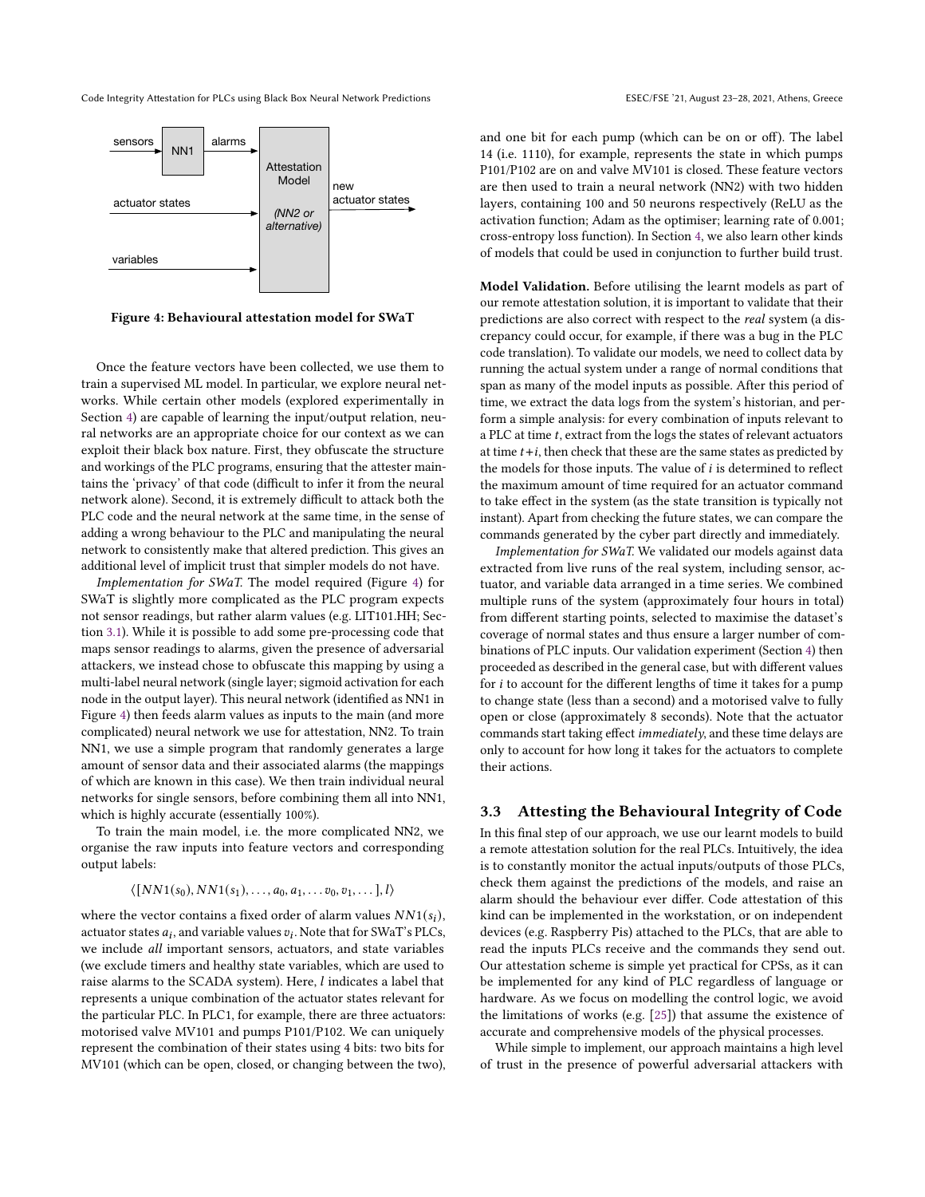Figure 4: Behavioural attestation model for SWaT

Once the feature vectors have been collected, we use them to train a supervised ML model. In particular, we explore neural networks. While certain other models (explored experimentally in Section 4) are capable of learning the input/output relation, neural networks are an appropriate choice for our context as we can exploit their black box nature. First, they obfuscate the structure and workings of the PLC programs, ensuring that the attester maintains the 'privacy' of that code (difficult to infer it from the neural network alone). Second, it is extremely difficult to attack both the PLC code and the neural network at the same time, in the sense of adding a wrong behaviour to the PLC and manipulating the neural network to consistently make that altered prediction. This gives an additional level of implicit trust that simpler models do not have.

*Implementation for SWaT.* The model required (Figure 4) for SWaT is slightly more complicated as the PLC program expects not sensor readings, but rather alarm values (e.g. LIT101.HH; Section 3.1). While it is possible to add some pre-processing code that maps sensor readings to alarms, given the presence of adversarial attackers, we instead chose to obfuscate this mapping by using a multi-label neural network (single layer; sigmoid activation for each node in the output layer). This neural network (identified as NN1 in Figure 4) then feeds alarm values as inputs to the main (and more complicated) neural network we use for attestation, NN2. To train NN1, we use a simple program that randomly generates a large amount of sensor data and their associated alarms (the mappings of which are known in this case). We then train individual neural networks for single sensors, before combining them all into NN1, which is highly accurate (essentially 100%).

To train the main model, i.e. the more complicated NN2, we organise the raw inputs into feature vectors and corresponding output labels:

$$\langle [NN1(s_0), NN1(s_1), \ldots, a_0, a_1, \ldots v_0, v_1, \ldots], l \rangle$$

where the vector contains a fixed order of alarm values $NN1(s_i)$, actuator states $a_i$, and variable values $v_i$. Note that for SWaT's PLCs, we include *all* important sensors, actuators, and state variables (we exclude timers and healthy state variables, which are used to raise alarms to the SCADA system). Here, $l$ indicates a label that represents a unique combination of the actuator states relevant for the particular PLC. In PLC1, for example, there are three actuators: motorised valve MV101 and pumps P101/P102. We can uniquely represent the combination of their states using 4 bits: two bits for MV101 (which can be open, closed, or changing between the two), and one bit for each pump (which can be on or off). The label 14 (i.e. 1110), for example, represents the state in which pumps P101/P102 are on and valve MV101 is closed. These feature vectors are then used to train a neural network (NN2) with two hidden layers, containing 100 and 50 neurons respectively (ReLU as the activation function; Adam as the optimiser; learning rate of 0.001; cross-entropy loss function). In Section 4, we also learn other kinds of models that could be used in conjunction to further build trust.

**Model Validation.** Before utilising the learnt models as part of our remote attestation solution, it is important to validate that their predictions are also correct with respect to the *real* system (a discrepancy could occur, for example, if there was a bug in the PLC code translation). To validate our models, we need to collect data by running the actual system under a range of normal conditions that span as many of the model inputs as possible. After this period of time, we extract the data logs from the system's historian, and perform a simple analysis: for every combination of inputs relevant to a PLC at time $t$, extract from the logs the states of relevant actuators at time $t+i$, then check that these are the same states as predicted by the models for those inputs. The value of $i$ is determined to reflect the maximum amount of time required for an actuator command to take effect in the system (as the state transition is typically not instant). Apart from checking the future states, we can compare the commands generated by the cyber part directly and immediately.

*Implementation for SWaT.* We validated our models against data extracted from live runs of the real system, including sensor, actuator, and variable data arranged in a time series. We combined multiple runs of the system (approximately four hours in total) from different starting points, selected to maximise the dataset's coverage of normal states and thus ensure a larger number of combinations of PLC inputs. Our validation experiment (Section 4) then proceeded as described in the general case, but with different values for $i$ to account for the different lengths of time it takes for a pump to change state (less than a second) and a motorised valve to fully open or close (approximately 8 seconds). Note that the actuator commands start taking effect *immediately*, and these time delays are only to account for how long it takes for the actuators to complete their actions.

## 3.3 Attesting the Behavioural Integrity of Code

In this final step of our approach, we use our learnt models to build a remote attestation solution for the real PLCs. Intuitively, the idea is to constantly monitor the actual inputs/outputs of those PLCs, check them against the predictions of the models, and raise an alarm should the behaviour ever differ. Code attestation of this kind can be implemented in the workstation, or on independent devices (e.g. Raspberry Pis) attached to the PLCs, that are able to read the inputs PLCs receive and the commands they send out. Our attestation scheme is simple yet practical for CPSs, as it can be implemented for any kind of PLC regardless of language or hardware. As we focus on modelling the control logic, we avoid the limitations of works (e.g. [25]) that assume the existence of accurate and comprehensive models of the physical processes.

While simple to implement, our approach maintains a high level of trust in the presence of powerful adversarial attackers with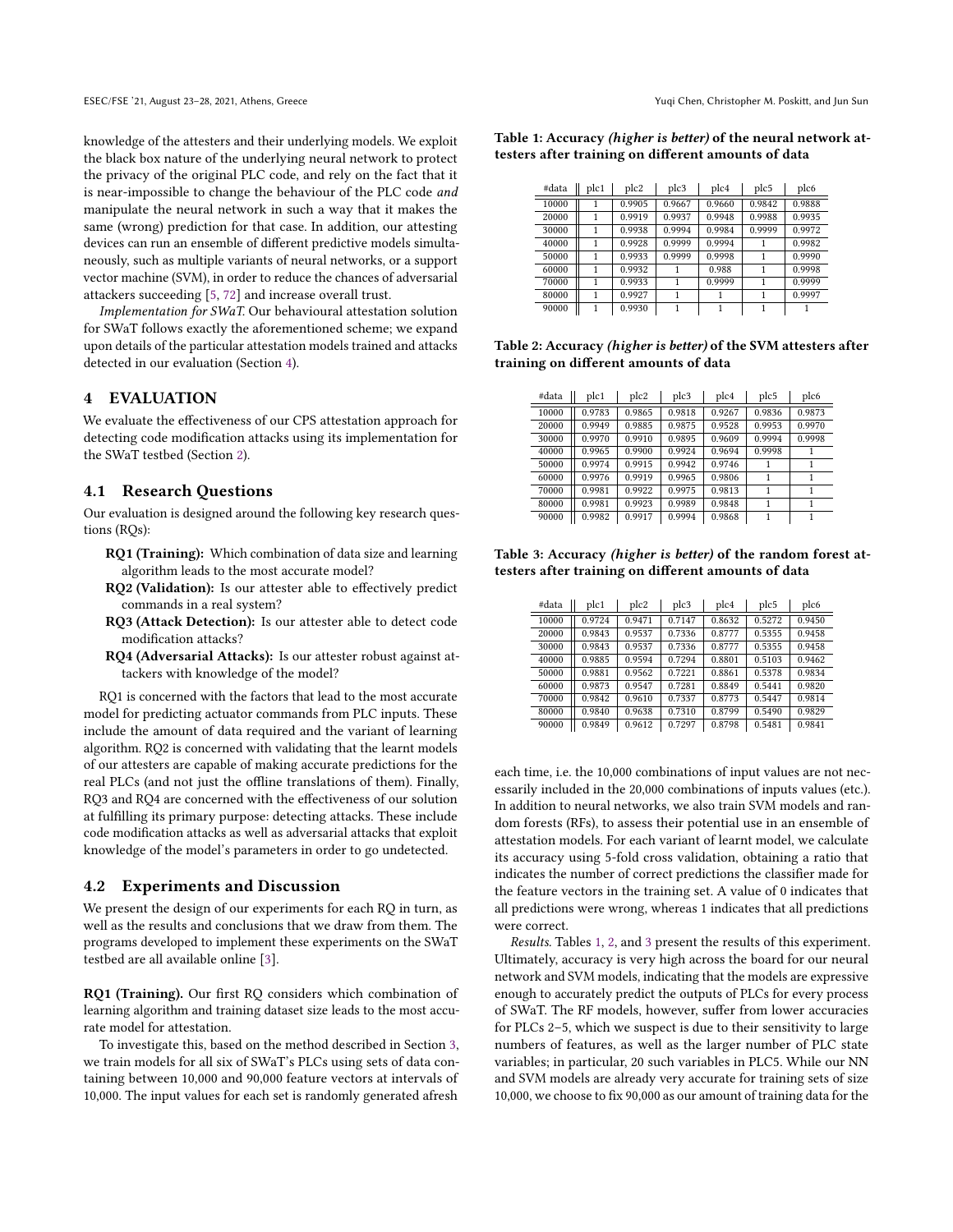knowledge of the attesters and their underlying models. We exploit the black box nature of the underlying neural network to protect the privacy of the original PLC code, and rely on the fact that it is near-impossible to change the behaviour of the PLC code *and* manipulate the neural network in such a way that it makes the same (wrong) prediction for that case. In addition, our attesting devices can run an ensemble of different predictive models simultaneously, such as multiple variants of neural networks, or a support vector machine (SVM), in order to reduce the chances of adversarial attackers succeeding [5, 72] and increase overall trust.

*Implementation for SWaT.* Our behavioural attestation solution for SWaT follows exactly the aforementioned scheme; we expand upon details of the particular attestation models trained and attacks detected in our evaluation (Section 4).

## 4 EVALUATION

We evaluate the effectiveness of our CPS attestation approach for detecting code modification attacks using its implementation for the SWaT testbed (Section 2).

### 4.1 Research Questions

Our evaluation is designed around the following key research questions (RQs):

- **RQ1 (Training):** Which combination of data size and learning algorithm leads to the most accurate model?
- **RQ2 (Validation):** Is our attester able to effectively predict commands in a real system?
- **RQ3 (Attack Detection):** Is our attester able to detect code modification attacks?
- **RQ4 (Adversarial Attacks):** Is our attester robust against attackers with knowledge of the model?

RQ1 is concerned with the factors that lead to the most accurate model for predicting actuator commands from PLC inputs. These include the amount of data required and the variant of learning algorithm. RQ2 is concerned with validating that the learnt models of our attesters are capable of making accurate predictions for the real PLCs (and not just the offline translations of them). Finally, RQ3 and RQ4 are concerned with the effectiveness of our solution at fulfilling its primary purpose: detecting attacks. These include code modification attacks as well as adversarial attacks that exploit knowledge of the model's parameters in order to go undetected.

### 4.2 Experiments and Discussion

We present the design of our experiments for each RQ in turn, as well as the results and conclusions that we draw from them. The programs developed to implement these experiments on the SWaT testbed are all available online [3].

**RQ1 (Training).** Our first RQ considers which combination of learning algorithm and training dataset size leads to the most accurate model for attestation.

To investigate this, based on the method described in Section 3, we train models for all six of SWaT's PLCs using sets of data containing between 10,000 and 90,000 feature vectors at intervals of 10,000. The input values for each set is randomly generated afresh each time, i.e. the 10,000 combinations of input values are not necessarily included in the 20,000 combinations of inputs values (etc.). In addition to neural networks, we also train SVM models and random forests (RFs), to assess their potential use in an ensemble of attestation models. For each variant of learnt model, we calculate its accuracy using 5-fold cross validation, obtaining a ratio that indicates the number of correct predictions the classifier made for the feature vectors in the training set. A value of 0 indicates that all predictions were wrong, whereas 1 indicates that all predictions were correct.

*Results.* Tables 1, 2, and 3 present the results of this experiment. Ultimately, accuracy is very high across the board for our neural network and SVM models, indicating that the models are expressive enough to accurately predict the outputs of PLCs for every process of SWaT. The RF models, however, suffer from lower accuracies for PLCs 2–5, which we suspect is due to their sensitivity to large numbers of features, as well as the larger number of PLC state variables; in particular, 20 such variables in PLC5. While our NN and SVM models are already very accurate for training sets of size 10,000, we choose to fix 90,000 as our amount of training data for the

**Table 1: Accuracy *(higher is better)* of the neural network attesters after training on different amounts of data**

| #data | plc1 | plc2 | plc3 | plc4 | plc5 | plc6 |
|---|---|---|---|---|---|---|
| 10000 | 1 | 0.9905 | 0.9667 | 0.9660 | 0.9842 | 0.9888 |
| 20000 | 1 | 0.9919 | 0.9937 | 0.9948 | 0.9988 | 0.9935 |
| 30000 | 1 | 0.9938 | 0.9994 | 0.9984 | 0.9999 | 0.9972 |
| 40000 | 1 | 0.9928 | 0.9999 | 0.9994 | 1 | 0.9982 |
| 50000 | 1 | 0.9933 | 0.9999 | 0.9998 | 1 | 0.9990 |
| 60000 | 1 | 0.9932 | 1 | 0.988 | 1 | 0.9998 |
| 70000 | 1 | 0.9933 | 1 | 0.9999 | 1 | 0.9999 |
| 80000 | 1 | 0.9927 | 1 | 1 | 1 | 0.9997 |
| 90000 | 1 | 0.9930 | 1 | 1 | 1 | 1 |

**Table 2: Accuracy *(higher is better)* of the SVM attesters after training on different amounts of data**

| #data | plc1 | plc2 | plc3 | plc4 | plc5 | plc6 |
|---|---|---|---|---|---|---|
| 10000 | 0.9783 | 0.9865 | 0.9818 | 0.9267 | 0.9836 | 0.9873 |
| 20000 | 0.9949 | 0.9885 | 0.9875 | 0.9528 | 0.9953 | 0.9970 |
| 30000 | 0.9970 | 0.9910 | 0.9895 | 0.9609 | 0.9994 | 0.9998 |
| 40000 | 0.9965 | 0.9900 | 0.9924 | 0.9694 | 0.9998 | 1 |
| 50000 | 0.9974 | 0.9915 | 0.9942 | 0.9746 | 1 | 1 |
| 60000 | 0.9976 | 0.9919 | 0.9965 | 0.9806 | 1 | 1 |
| 70000 | 0.9981 | 0.9922 | 0.9975 | 0.9813 | 1 | 1 |
| 80000 | 0.9981 | 0.9923 | 0.9989 | 0.9848 | 1 | 1 |
| 90000 | 0.9982 | 0.9917 | 0.9994 | 0.9868 | 1 | 1 |

**Table 3: Accuracy *(higher is better)* of the random forest attesters after training on different amounts of data**

| #data | plc1 | plc2 | plc3 | plc4 | plc5 | plc6 |
|---|---|---|---|---|---|---|
| 10000 | 0.9724 | 0.9471 | 0.7147 | 0.8632 | 0.5272 | 0.9450 |
| 20000 | 0.9843 | 0.9537 | 0.7336 | 0.8777 | 0.5355 | 0.9458 |
| 30000 | 0.9843 | 0.9537 | 0.7336 | 0.8777 | 0.5355 | 0.9458 |
| 40000 | 0.9885 | 0.9594 | 0.7294 | 0.8801 | 0.5103 | 0.9462 |
| 50000 | 0.9881 | 0.9562 | 0.7221 | 0.8861 | 0.5378 | 0.9834 |
| 60000 | 0.9873 | 0.9547 | 0.7281 | 0.8849 | 0.5441 | 0.9820 |
| 70000 | 0.9842 | 0.9610 | 0.7337 | 0.8773 | 0.5447 | 0.9814 |
| 80000 | 0.9840 | 0.9638 | 0.7310 | 0.8799 | 0.5490 | 0.9829 |
| 90000 | 0.9849 | 0.9612 | 0.7297 | 0.8798 | 0.5481 | 0.9841 |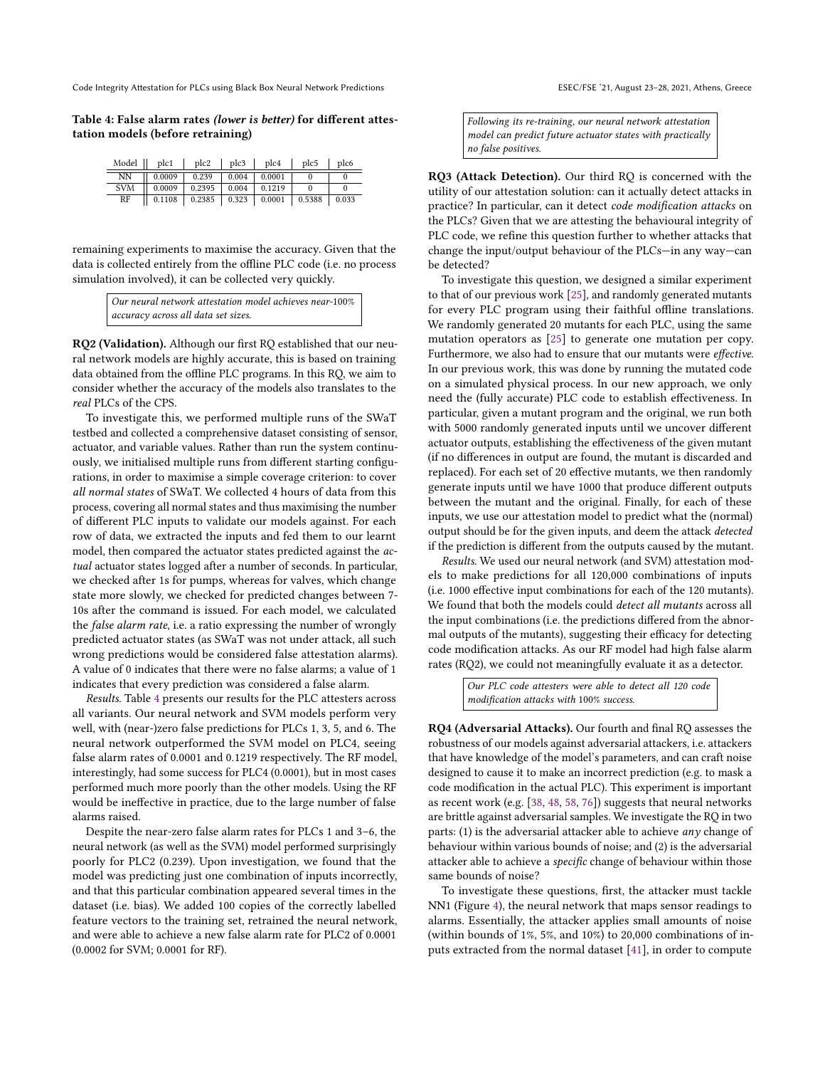**Table 4: False alarm rates *(lower is better)* for different attestation models (before retraining)**

| Model | plc1 | plc2 | plc3 | plc4 | plc5 | plc6 |
|---|---|---|---|---|---|---|
| NN | 0.0009 | 0.239 | 0.004 | 0.0001 | 0 | 0 |
| SVM | 0.0009 | 0.2395 | 0.004 | 0.1219 | 0 | 0 |
| RF | 0.1108 | 0.2385 | 0.323 | 0.0001 | 0.5388 | 0.033 |

remaining experiments to maximise the accuracy. Given that the data is collected entirely from the offline PLC code (i.e. no process simulation involved), it can be collected very quickly.

> *Our neural network attestation model achieves near-100% accuracy across all data set sizes.*

**RQ2 (Validation).** Although our first RQ established that our neural network models are highly accurate, this is based on training data obtained from the offline PLC programs. In this RQ, we aim to consider whether the accuracy of the models also translates to the *real* PLCs of the CPS.

To investigate this, we performed multiple runs of the SWaT testbed and collected a comprehensive dataset consisting of sensor, actuator, and variable values. Rather than run the system continuously, we initialised multiple runs from different starting configurations, in order to maximise a simple coverage criterion: to cover *all normal states* of SWaT. We collected 4 hours of data from this process, covering all normal states and thus maximising the number of different PLC inputs to validate our models against. For each row of data, we extracted the inputs and fed them to our learnt model, then compared the actuator states predicted against the *actual* actuator states logged after a number of seconds. In particular, we checked after 1s for pumps, whereas for valves, which change state more slowly, we checked for predicted changes between 7-10s after the command is issued. For each model, we calculated the *false alarm rate*, i.e. a ratio expressing the number of wrongly predicted actuator states (as SWaT was not under attack, all such wrong predictions would be considered false attestation alarms). A value of 0 indicates that there were no false alarms; a value of 1 indicates that every prediction was considered a false alarm.

*Results.* Table 4 presents our results for the PLC attesters across all variants. Our neural network and SVM models perform very well, with (near-)zero false predictions for PLCs 1, 3, 5, and 6. The neural network outperformed the SVM model on PLC4, seeing false alarm rates of 0.0001 and 0.1219 respectively. The RF model, interestingly, had some success for PLC4 (0.0001), but in most cases performed much more poorly than the other models. Using the RF would be ineffective in practice, due to the large number of false alarms raised.

Despite the near-zero false alarm rates for PLCs 1 and 3–6, the neural network (as well as the SVM) model performed surprisingly poorly for PLC2 (0.239). Upon investigation, we found that the model was predicting just one combination of inputs incorrectly, and that this particular combination appeared several times in the dataset (i.e. bias). We added 100 copies of the correctly labelled feature vectors to the training set, retrained the neural network, and were able to achieve a new false alarm rate for PLC2 of 0.0001 (0.0002 for SVM; 0.0001 for RF).

> *Following its re-training, our neural network attestation model can predict future actuator states with practically no false positives.*

**RQ3 (Attack Detection).** Our third RQ is concerned with the utility of our attestation solution: can it actually detect attacks in practice? In particular, can it detect *code modification attacks* on the PLCs? Given that we are attesting the behavioural integrity of PLC code, we refine this question further to whether attacks that change the input/output behaviour of the PLCs—in any way—can be detected?

To investigate this question, we designed a similar experiment to that of our previous work [25], and randomly generated mutants for every PLC program using their faithful offline translations. We randomly generated 20 mutants for each PLC, using the same mutation operators as [25] to generate one mutation per copy. Furthermore, we also had to ensure that our mutants were *effective*. In our previous work, this was done by running the mutated code on a simulated physical process. In our new approach, we only need the (fully accurate) PLC code to establish effectiveness. In particular, given a mutant program and the original, we run both with 5000 randomly generated inputs until we uncover different actuator outputs, establishing the effectiveness of the given mutant (if no differences in output are found, the mutant is discarded and replaced). For each set of 20 effective mutants, we then randomly generate inputs until we have 1000 that produce different outputs between the mutant and the original. Finally, for each of these inputs, we use our attestation model to predict what the (normal) output should be for the given inputs, and deem the attack *detected* if the prediction is different from the outputs caused by the mutant.

*Results.* We used our neural network (and SVM) attestation models to make predictions for all 120,000 combinations of inputs (i.e. 1000 effective input combinations for each of the 120 mutants). We found that both the models could *detect all mutants* across all the input combinations (i.e. the predictions differed from the abnormal outputs of the mutants), suggesting their efficacy for detecting code modification attacks. As our RF model had high false alarm rates (RQ2), we could not meaningfully evaluate it as a detector.

> *Our PLC code attesters were able to detect all 120 code modification attacks with 100% success.*

**RQ4 (Adversarial Attacks).** Our fourth and final RQ assesses the robustness of our models against adversarial attackers, i.e. attackers that have knowledge of the model's parameters, and can craft noise designed to cause it to make an incorrect prediction (e.g. to mask a code modification in the actual PLC). This experiment is important as recent work (e.g. [38, 48, 58, 76]) suggests that neural networks are brittle against adversarial samples. We investigate the RQ in two parts: (1) is the adversarial attacker able to achieve *any* change of behaviour within various bounds of noise; and (2) is the adversarial attacker able to achieve a *specific* change of behaviour within those same bounds of noise?

To investigate these questions, first, the attacker must tackle NN1 (Figure 4), the neural network that maps sensor readings to alarms. Essentially, the attacker applies small amounts of noise (within bounds of 1%, 5%, and 10%) to 20,000 combinations of inputs extracted from the normal dataset [41], in order to compute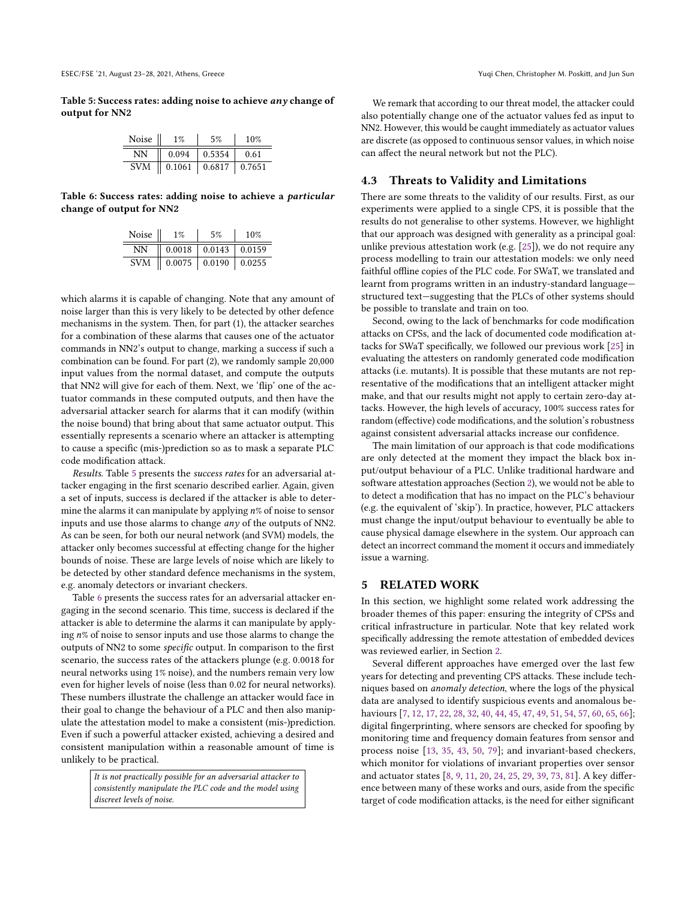**Table 5: Success rates: adding noise to achieve *any* change of output for NN2**

| Noise | 1% | 5% | 10% |
|---|---|---|---|
| NN | 0.094 | 0.5354 | 0.61 |
| SVM | 0.1061 | 0.6817 | 0.7651 |

**Table 6: Success rates: adding noise to achieve a *particular* change of output for NN2**

| Noise | 1% | 5% | 10% |
|---|---|---|---|
| NN | 0.0018 | 0.0143 | 0.0159 |
| SVM | 0.0075 | 0.0190 | 0.0255 |

which alarms it is capable of changing. Note that any amount of noise larger than this is very likely to be detected by other defence mechanisms in the system. Then, for part (1), the attacker searches for a combination of these alarms that causes one of the actuator commands in NN2's output to change, marking a success if such a combination can be found. For part (2), we randomly sample 20,000 input values from the normal dataset, and compute the outputs that NN2 will give for each of them. Next, we 'flip' one of the actuator commands in these computed outputs, and then have the adversarial attacker search for alarms that it can modify (within the noise bound) that bring about that same actuator output. This essentially represents a scenario where an attacker is attempting to cause a specific (mis-)prediction so as to mask a separate PLC code modification attack.

*Results.* Table 5 presents the *success rates* for an adversarial attacker engaging in the first scenario described earlier. Again, given a set of inputs, success is declared if the attacker is able to determine the alarms it can manipulate by applying $n$% of noise to sensor inputs and use those alarms to change *any* of the outputs of NN2. As can be seen, for both our neural network (and SVM) models, the attacker only becomes successful at effecting change for the higher bounds of noise. These are large levels of noise which are likely to be detected by other standard defence mechanisms in the system, e.g. anomaly detectors or invariant checkers.

Table 6 presents the success rates for an adversarial attacker engaging in the second scenario. This time, success is declared if the attacker is able to determine the alarms it can manipulate by applying $n$% of noise to sensor inputs and use those alarms to change the outputs of NN2 to some *specific* output. In comparison to the first scenario, the success rates of the attackers plunge (e.g. 0.0018 for neural networks using 1% noise), and the numbers remain very low even for higher levels of noise (less than 0.02 for neural networks). These numbers illustrate the challenge an attacker would face in their goal to change the behaviour of a PLC and then also manipulate the attestation model to make a consistent (mis-)prediction. Even if such a powerful attacker existed, achieving a desired and consistent manipulation within a reasonable amount of time is unlikely to be practical.

> *It is not practically possible for an adversarial attacker to consistently manipulate the PLC code and the model using discreet levels of noise.*

We remark that according to our threat model, the attacker could also potentially change one of the actuator values fed as input to NN2. However, this would be caught immediately as actuator values are discrete (as opposed to continuous sensor values, in which noise can affect the neural network but not the PLC).

## 4.3 Threats to Validity and Limitations

There are some threats to the validity of our results. First, as our experiments were applied to a single CPS, it is possible that the results do not generalise to other systems. However, we highlight that our approach was designed with generality as a principal goal: unlike previous attestation work (e.g. [25]), we do not require any process modelling to train our attestation models: we only need faithful offline copies of the PLC code. For SWaT, we translated and learnt from programs written in an industry-standard language—structured text—suggesting that the PLCs of other systems should be possible to translate and train on too.

Second, owing to the lack of benchmarks for code modification attacks on CPSs, and the lack of documented code modification attacks for SWaT specifically, we followed our previous work [25] in evaluating the attesters on randomly generated code modification attacks (i.e. mutants). It is possible that these mutants are not representative of the modifications that an intelligent attacker might make, and that our results might not apply to certain zero-day attacks. However, the high levels of accuracy, 100% success rates for random (effective) code modifications, and the solution's robustness against consistent adversarial attacks increase our confidence.

The main limitation of our approach is that code modifications are only detected at the moment they impact the black box input/output behaviour of a PLC. Unlike traditional hardware and software attestation approaches (Section 2), we would not be able to to detect a modification that has no impact on the PLC's behaviour (e.g. the equivalent of 'skip'). In practice, however, PLC attackers must change the input/output behaviour to eventually be able to cause physical damage elsewhere in the system. Our approach can detect an incorrect command the moment it occurs and immediately issue a warning.

# 5 RELATED WORK

In this section, we highlight some related work addressing the broader themes of this paper: ensuring the integrity of CPSs and critical infrastructure in particular. Note that key related work specifically addressing the remote attestation of embedded devices was reviewed earlier, in Section 2.

Several different approaches have emerged over the last few years for detecting and preventing CPS attacks. These include techniques based on *anomaly detection*, where the logs of the physical data are analysed to identify suspicious events and anomalous behaviours [7, 12, 17, 22, 28, 32, 40, 44, 45, 47, 49, 51, 54, 57, 60, 65, 66]; digital fingerprinting, where sensors are checked for spoofing by monitoring time and frequency domain features from sensor and process noise [13, 35, 43, 50, 79]; and invariant-based checkers, which monitor for violations of invariant properties over sensor and actuator states [8, 9, 11, 20, 24, 25, 29, 39, 73, 81]. A key difference between many of these works and ours, aside from the specific target of code modification attacks, is the need for either significant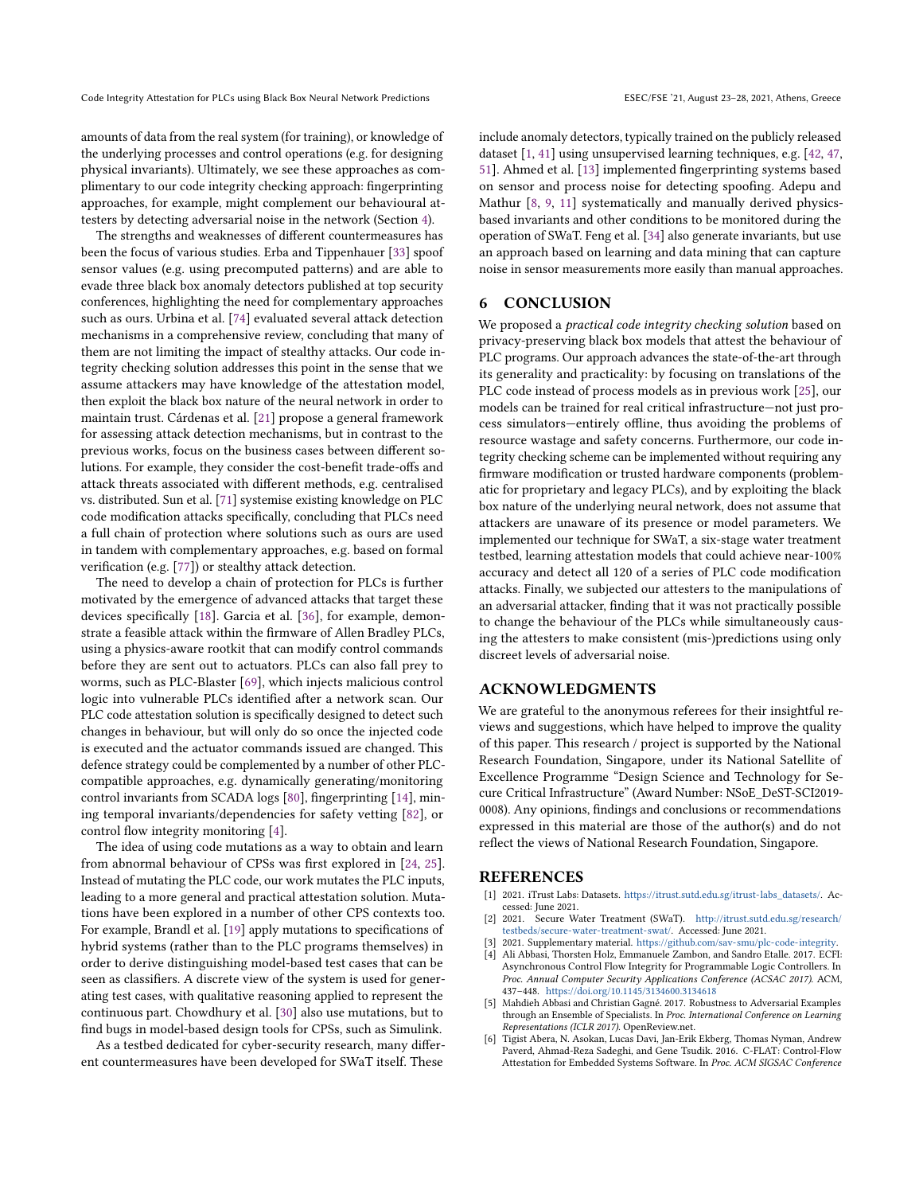amounts of data from the real system (for training), or knowledge of the underlying processes and control operations (e.g. for designing physical invariants). Ultimately, we see these approaches as complimentary to our code integrity checking approach: fingerprinting approaches, for example, might complement our behavioural attesters by detecting adversarial noise in the network (Section 4).

The strengths and weaknesses of different countermeasures has been the focus of various studies. Erba and Tippenhauer [33] spoof sensor values (e.g. using precomputed patterns) and are able to evade three black box anomaly detectors published at top security conferences, highlighting the need for complementary approaches such as ours. Urbina et al. [74] evaluated several attack detection mechanisms in a comprehensive review, concluding that many of them are not limiting the impact of stealthy attacks. Our code integrity checking solution addresses this point in the sense that we assume attackers may have knowledge of the attestation model, then exploit the black box nature of the neural network in order to maintain trust. Cárdenas et al. [21] propose a general framework for assessing attack detection mechanisms, but in contrast to the previous works, focus on the business cases between different solutions. For example, they consider the cost-benefit trade-offs and attack threats associated with different methods, e.g. centralised vs. distributed. Sun et al. [71] systemise existing knowledge on PLC code modification attacks specifically, concluding that PLCs need a full chain of protection where solutions such as ours are used in tandem with complementary approaches, e.g. based on formal verification (e.g. [77]) or stealthy attack detection.

The need to develop a chain of protection for PLCs is further motivated by the emergence of advanced attacks that target these devices specifically [18]. Garcia et al. [36], for example, demonstrate a feasible attack within the firmware of Allen Bradley PLCs, using a physics-aware rootkit that can modify control commands before they are sent out to actuators. PLCs can also fall prey to worms, such as PLC-Blaster [69], which injects malicious control logic into vulnerable PLCs identified after a network scan. Our PLC code attestation solution is specifically designed to detect such changes in behaviour, but will only do so once the injected code is executed and the actuator commands issued are changed. This defence strategy could be complemented by a number of other PLC-compatible approaches, e.g. dynamically generating/monitoring control invariants from SCADA logs [80], fingerprinting [14], mining temporal invariants/dependencies for safety vetting [82], or control flow integrity monitoring [4].

The idea of using code mutations as a way to obtain and learn from abnormal behaviour of CPSs was first explored in [24, 25]. Instead of mutating the PLC code, our work mutates the PLC inputs, leading to a more general and practical attestation solution. Mutations have been explored in a number of other CPS contexts too. For example, Brandl et al. [19] apply mutations to specifications of hybrid systems (rather than to the PLC programs themselves) in order to derive distinguishing model-based test cases that can be seen as classifiers. A discrete view of the system is used for generating test cases, with qualitative reasoning applied to represent the continuous part. Chowdhury et al. [30] also use mutations, but to find bugs in model-based design tools for CPSs, such as Simulink.

As a testbed dedicated for cyber-security research, many different countermeasures have been developed for SWaT itself. These include anomaly detectors, typically trained on the publicly released dataset [1, 41] using unsupervised learning techniques, e.g. [42, 47, 51]. Ahmed et al. [13] implemented fingerprinting systems based on sensor and process noise for detecting spoofing. Adepu and Mathur [8, 9, 11] systematically and manually derived physics-based invariants and other conditions to be monitored during the operation of SWaT. Feng et al. [34] also generate invariants, but use an approach based on learning and data mining that can capture noise in sensor measurements more easily than manual approaches.

## 6 CONCLUSION

We proposed a *practical code integrity checking solution* based on privacy-preserving black box models that attest the behaviour of PLC programs. Our approach advances the state-of-the-art through its generality and practicality: by focusing on translations of the PLC code instead of process models as in previous work [25], our models can be trained for real critical infrastructure—not just process simulators—entirely offline, thus avoiding the problems of resource wastage and safety concerns. Furthermore, our code integrity checking scheme can be implemented without requiring any firmware modification or trusted hardware components (problematic for proprietary and legacy PLCs), and by exploiting the black box nature of the underlying neural network, does not assume that attackers are unaware of its presence or model parameters. We implemented our technique for SWaT, a six-stage water treatment testbed, learning attestation models that could achieve near-100% accuracy and detect all 120 of a series of PLC code modification attacks. Finally, we subjected our attesters to the manipulations of an adversarial attacker, finding that it was not practically possible to change the behaviour of the PLCs while simultaneously causing the attesters to make consistent (mis-)predictions using only discreet levels of adversarial noise.

## ACKNOWLEDGMENTS

We are grateful to the anonymous referees for their insightful reviews and suggestions, which have helped to improve the quality of this paper. This research / project is supported by the National Research Foundation, Singapore, under its National Satellite of Excellence Programme "Design Science and Technology for Secure Critical Infrastructure" (Award Number: NSoE_DeST-SCI2019-0008). Any opinions, findings and conclusions or recommendations expressed in this material are those of the author(s) and do not reflect the views of National Research Foundation, Singapore.

## REFERENCES

- [1] 2021. iTrust Labs: Datasets. https://itrust.sutd.edu.sg/itrust-labs_datasets/. Accessed: June 2021.
- [2] 2021. Secure Water Treatment (SWaT). http://itrust.sutd.edu.sg/research/testbeds/secure-water-treatment-swat/. Accessed: June 2021.
- [3] 2021. Supplementary material. https://github.com/sav-smu/plc-code-integrity.
- [4] Ali Abbasi, Thorsten Holz, Emmanuele Zambon, and Sandro Etalle. 2017. ECFI: Asynchronous Control Flow Integrity for Programmable Logic Controllers. In *Proc. Annual Computer Security Applications Conference (ACSAC 2017)*. ACM, 437–448. https://doi.org/10.1145/3134600.3134618
- [5] Mahdieh Abbasi and Christian Gagné. 2017. Robustness to Adversarial Examples through an Ensemble of Specialists. In *Proc. International Conference on Learning Representations (ICLR 2017)*. OpenReview.net.
- [6] Tigist Abera, N. Asokan, Lucas Davi, Jan-Erik Ekberg, Thomas Nyman, Andrew Paverd, Ahmad-Reza Sadeghi, and Gene Tsudik. 2016. C-FLAT: Control-Flow Attestation for Embedded Systems Software. In *Proc. ACM SIGSAC Conference*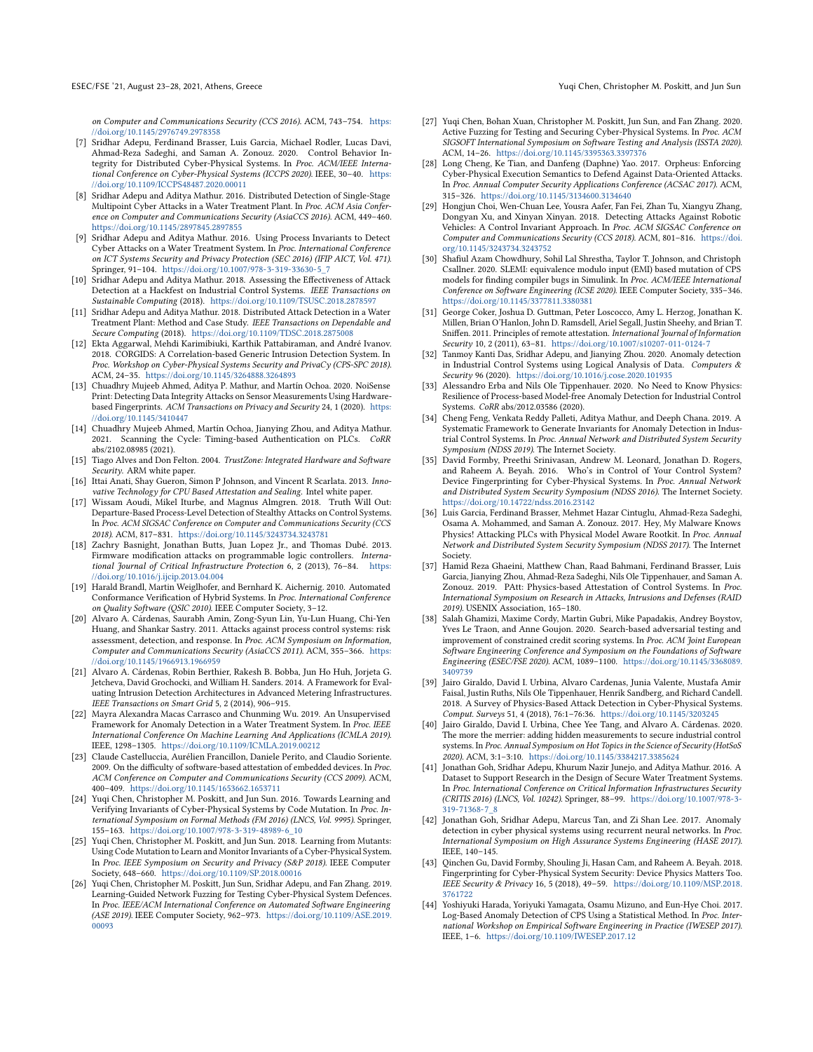on Computer and Communications Security (CCS 2016)*. ACM, 743–754. https://doi.org/10.1145/2976749.2978358

[7] Sridhar Adepu, Ferdinand Brasser, Luis Garcia, Michael Rodler, Lucas Davi, Ahmad-Reza Sadeghi, and Saman A. Zonouz. 2020. Control Behavior Integrity for Distributed Cyber-Physical Systems. In *Proc. ACM/IEEE International Conference on Cyber-Physical Systems (ICCPS 2020)*. IEEE, 30–40. https://doi.org/10.1109/ICCPS48487.2020.00011

[8] Sridhar Adepu and Aditya Mathur. 2016. Distributed Detection of Single-Stage Multipoint Cyber Attacks in a Water Treatment Plant. In *Proc. ACM Asia Conference on Computer and Communications Security (AsiaCCS 2016)*. ACM, 449–460. https://doi.org/10.1145/2897845.2897855

[9] Sridhar Adepu and Aditya Mathur. 2016. Using Process Invariants to Detect Cyber Attacks on a Water Treatment System. In *Proc. International Conference on ICT Systems Security and Privacy Protection (SEC 2016) (IFIP AICT, Vol. 471)*. Springer, 91–104. https://doi.org/10.1007/978-3-319-33630-5_7

[10] Sridhar Adepu and Aditya Mathur. 2018. Assessing the Effectiveness of Attack Detection at a Hackfest on Industrial Control Systems. *IEEE Transactions on Sustainable Computing* (2018). https://doi.org/10.1109/TSUSC.2018.2878597

[11] Sridhar Adepu and Aditya Mathur. 2018. Distributed Attack Detection in a Water Treatment Plant: Method and Case Study. *IEEE Transactions on Dependable and Secure Computing* (2018). https://doi.org/10.1109/TDSC.2018.2875008

[12] Ekta Aggarwal, Mehdi Karimibiuki, Karthik Pattabiraman, and André Ivanov. 2018. CORGIDS: A Correlation-based Generic Intrusion Detection System. In *Proc. Workshop on Cyber-Physical Systems Security and PrivaCy (CPS-SPC 2018)*. ACM, 24–35. https://doi.org/10.1145/3264888.3264893

[13] Chuadhry Mujeeb Ahmed, Aditya P. Mathur, and Martín Ochoa. 2020. NoiSense Print: Detecting Data Integrity Attacks on Sensor Measurements Using Hardware-based Fingerprints. *ACM Transactions on Privacy and Security* 24, 1 (2020). https://doi.org/10.1145/3410447

[14] Chuadhry Mujeeb Ahmed, Martín Ochoa, Jianying Zhou, and Aditya Mathur. 2021. Scanning the Cycle: Timing-based Authentication on PLCs. *CoRR* abs/2102.08985 (2021).

[15] Tiago Alves and Don Felton. 2004. *TrustZone: Integrated Hardware and Software Security*. ARM white paper.

[16] Ittai Anati, Shay Gueron, Simon P Johnson, and Vincent R Scarlata. 2013. *Innovative Technology for CPU Based Attestation and Sealing*. Intel white paper.

[17] Wissam Aoudi, Mikel Iturbe, and Magnus Almgren. 2018. Truth Will Out: Departure-Based Process-Level Detection of Stealthy Attacks on Control Systems. In *Proc. ACM SIGSAC Conference on Computer and Communications Security (CCS 2018)*. ACM, 817–831. https://doi.org/10.1145/3243734.3243781

[18] Zachry Basnight, Jonathan Butts, Juan Lopez Jr., and Thomas Dubé. 2013. Firmware modification attacks on programmable logic controllers. *International Journal of Critical Infrastructure Protection* 6, 2 (2013), 76–84. https://doi.org/10.1016/j.ijcip.2013.04.004

[19] Harald Brandl, Martin Weiglhofer, and Bernhard K. Aichernig. 2010. Automated Conformance Verification of Hybrid Systems. In *Proc. International Conference on Quality Software (QSIC 2010)*. IEEE Computer Society, 3–12.

[20] Alvaro A. Cárdenas, Saurabh Amin, Zong-Syun Lin, Yu-Lun Huang, Chi-Yen Huang, and Shankar Sastry. 2011. Attacks against process control systems: risk assessment, detection, and response. In *Proc. ACM Symposium on Information, Computer and Communications Security (AsiaCCS 2011)*. ACM, 355–366. https://doi.org/10.1145/1966913.1966959

[21] Alvaro A. Cárdenas, Robin Berthier, Rakesh B. Bobba, Jun Ho Huh, Jorjeta G. Jetcheva, David Grochocki, and William H. Sanders. 2014. A Framework for Evaluating Intrusion Detection Architectures in Advanced Metering Infrastructures. *IEEE Transactions on Smart Grid* 5, 2 (2014), 906–915.

[22] Mayra Alexandra Macas Carrasco and Chunming Wu. 2019. An Unsupervised Framework for Anomaly Detection in a Water Treatment System. In *Proc. IEEE International Conference On Machine Learning And Applications (ICMLA 2019)*. IEEE, 1298–1305. https://doi.org/10.1109/ICMLA.2019.00212

[23] Claude Castelluccia, Aurélien Francillon, Daniele Perito, and Claudio Soriente. 2009. On the difficulty of software-based attestation of embedded devices. In *Proc. ACM Conference on Computer and Communications Security (CCS 2009)*. ACM, 400–409. https://doi.org/10.1145/1653662.1653711

[24] Yuqi Chen, Christopher M. Poskitt, and Jun Sun. 2016. Towards Learning and Verifying Invariants of Cyber-Physical Systems by Code Mutation. In *Proc. International Symposium on Formal Methods (FM 2016) (LNCS, Vol. 9995)*. Springer, 155–163. https://doi.org/10.1007/978-3-319-48989-6_10

[25] Yuqi Chen, Christopher M. Poskitt, and Jun Sun. 2018. Learning from Mutants: Using Code Mutation to Learn and Monitor Invariants of a Cyber-Physical System. In *Proc. IEEE Symposium on Security and Privacy (S&P 2018)*. IEEE Computer Society, 648–660. https://doi.org/10.1109/SP.2018.00016

[26] Yuqi Chen, Christopher M. Poskitt, Jun Sun, Sridhar Adepu, and Fan Zhang. 2019. Learning-Guided Network Fuzzing for Testing Cyber-Physical System Defences. In *Proc. IEEE/ACM International Conference on Automated Software Engineering (ASE 2019)*. IEEE Computer Society, 962–973. https://doi.org/10.1109/ASE.2019.00093

[27] Yuqi Chen, Bohan Xuan, Christopher M. Poskitt, Jun Sun, and Fan Zhang. 2020. Active Fuzzing for Testing and Securing Cyber-Physical Systems. In *Proc. ACM SIGSOFT International Symposium on Software Testing and Analysis (ISSTA 2020)*. ACM, 14–26. https://doi.org/10.1145/3395363.3397376

[28] Long Cheng, Ke Tian, and Danfeng (Daphne) Yao. 2017. Orpheus: Enforcing Cyber-Physical Execution Semantics to Defend Against Data-Oriented Attacks. In *Proc. Annual Computer Security Applications Conference (ACSAC 2017)*. ACM, 315–326. https://doi.org/10.1145/3134600.3134640

[29] Hongjun Choi, Wen-Chuan Lee, Yousra Aafer, Fan Fei, Zhan Tu, Xiangyu Zhang, Dongyan Xu, and Xinyan Xinyan. 2018. Detecting Attacks Against Robotic Vehicles: A Control Invariant Approach. In *Proc. ACM SIGSAC Conference on Computer and Communications Security (CCS 2018)*. ACM, 801–816. https://doi.org/10.1145/3243734.3243752

[30] Shafiul Azam Chowdhury, Sohil Lal Shrestha, Taylor T. Johnson, and Christoph Csallner. 2020. SLEMI: equivalence modulo input (EMI) based mutation of CPS models for finding compiler bugs in Simulink. In *Proc. ACM/IEEE International Conference on Software Engineering (ICSE 2020)*. IEEE Computer Society, 335–346. https://doi.org/10.1145/3377811.3380381

[31] George Coker, Joshua D. Guttman, Peter Loscocco, Amy L. Herzog, Jonathan K. Millen, Brian O'Hanlon, John D. Ramsdell, Ariel Segall, Justin Sheehy, and Brian T. Sniffen. 2011. Principles of remote attestation. *International Journal of Information Security* 10, 2 (2011), 63–81. https://doi.org/10.1007/s10207-011-0124-7

[32] Tanmoy Kanti Das, Sridhar Adepu, and Jianying Zhou. 2020. Anomaly detection in Industrial Control Systems using Logical Analysis of Data. *Computers & Security* 96 (2020). https://doi.org/10.1016/j.cose.2020.101935

[33] Alessandro Erba and Nils Ole Tippenhauer. 2020. No Need to Know Physics: Resilience of Process-based Model-free Anomaly Detection for Industrial Control Systems. *CoRR* abs/2012.03586 (2020).

[34] Cheng Feng, Venkata Reddy Palleti, Aditya Mathur, and Deeph Chana. 2019. A Systematic Framework to Generate Invariants for Anomaly Detection in Industrial Control Systems. In *Proc. Annual Network and Distributed System Security Symposium (NDSS 2019)*. The Internet Society.

[35] David Formby, Preethi Srinivasan, Andrew M. Leonard, Jonathan D. Rogers, and Raheem A. Beyah. 2016. Who's in Control of Your Control System? Device Fingerprinting for Cyber-Physical Systems. In *Proc. Annual Network and Distributed System Security Symposium (NDSS 2016)*. The Internet Society. https://doi.org/10.14722/ndss.2016.23142

[36] Luis Garcia, Ferdinand Brasser, Mehmet Hazar Cintuglu, Ahmad-Reza Sadeghi, Osama A. Mohammed, and Saman A. Zonouz. 2017. Hey, My Malware Knows Physics! Attacking PLCs with Physical Model Aware Rootkit. In *Proc. Annual Network and Distributed System Security Symposium (NDSS 2017)*. The Internet Society.

[37] Hamid Reza Ghaeini, Matthew Chan, Raad Bahmani, Ferdinand Brasser, Luis Garcia, Jianying Zhou, Ahmad-Reza Sadeghi, Nils Ole Tippenhauer, and Saman A. Zonouz. 2019. PAtt: Physics-based Attestation of Control Systems. In *Proc. International Symposium on Research in Attacks, Intrusions and Defenses (RAID 2019)*. USENIX Association, 165–180.

[38] Salah Ghamizi, Maxime Cordy, Martin Gubri, Mike Papadakis, Andrey Boystov, Yves Le Traon, and Anne Goujon. 2020. Search-based adversarial testing and improvement of constrained credit scoring systems. In *Proc. ACM Joint European Software Engineering Conference and Symposium on the Foundations of Software Engineering (ESEC/FSE 2020)*. ACM, 1089–1100. https://doi.org/10.1145/3368089.3409739

[39] Jairo Giraldo, David I. Urbina, Alvaro Cardenas, Junia Valente, Mustafa Amir Faisal, Justin Ruths, Nils Ole Tippenhauer, Henrik Sandberg, and Richard Candell. 2018. A Survey of Physics-Based Attack Detection in Cyber-Physical Systems. *Comput. Surveys* 51, 4 (2018), 76:1–76:36. https://doi.org/10.1145/3203245

[40] Jairo Giraldo, David I. Urbina, Chee Yee Tang, and Alvaro A. Cárdenas. 2020. The more the merrier: adding hidden measurements to secure industrial control systems. In *Proc. Annual Symposium on Hot Topics in the Science of Security (HotSoS 2020)*. ACM, 3:1–3:10. https://doi.org/10.1145/3384217.3385624

[41] Jonathan Goh, Sridhar Adepu, Khurum Nazir Junejo, and Aditya Mathur. 2016. A Dataset to Support Research in the Design of Secure Water Treatment Systems. In *Proc. International Conference on Critical Information Infrastructures Security (CRITIS 2016) (LNCS, Vol. 10242)*. Springer, 88–99. https://doi.org/10.1007/978-3-319-71368-7_8

[42] Jonathan Goh, Sridhar Adepu, Marcus Tan, and Zi Shan Lee. 2017. Anomaly detection in cyber physical systems using recurrent neural networks. In *Proc. International Symposium on High Assurance Systems Engineering (HASE 2017)*. IEEE, 140–145.

[43] Qinchen Gu, David Formby, Shouling Ji, Hasan Cam, and Raheem A. Beyah. 2018. Fingerprinting for Cyber-Physical System Security: Device Physics Matters Too. *IEEE Security & Privacy* 16, 5 (2018), 49–59. https://doi.org/10.1109/MSP.2018.3761722

[44] Yoshiyuki Harada, Yoriyuki Yamagata, Osamu Mizuno, and Eun-Hye Choi. 2017. Log-Based Anomaly Detection of CPS Using a Statistical Method. In *Proc. International Workshop on Empirical Software Engineering in Practice (IWESEP 2017)*. IEEE, 1–6. https://doi.org/10.1109/IWESEP.2017.12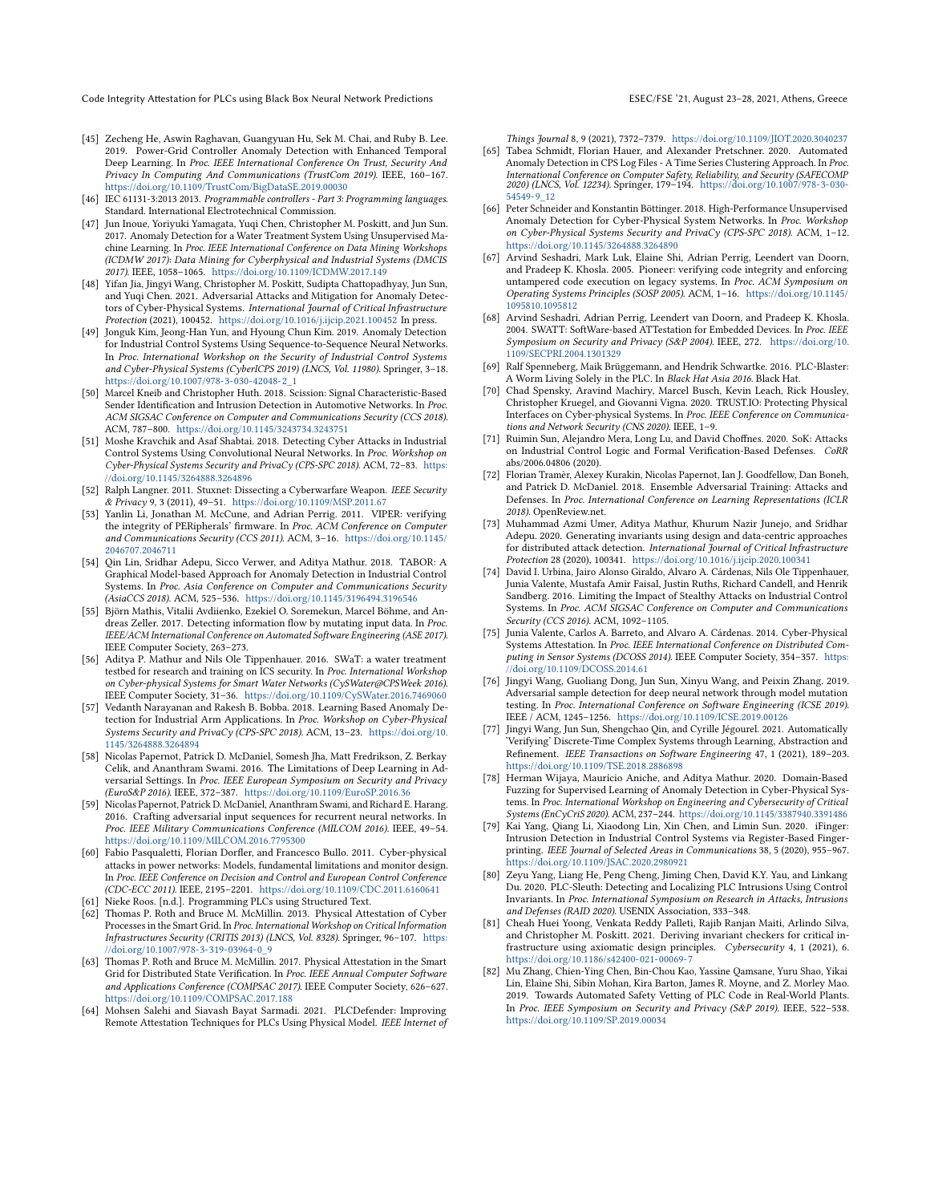[45] Zecheng He, Aswin Raghavan, Guangyuan Hu, Sek M. Chai, and Ruby B. Lee. 2019. Power-Grid Controller Anomaly Detection with Enhanced Temporal Deep Learning. In *Proc. IEEE International Conference On Trust, Security And Privacy In Computing And Communications (TrustCom 2019)*. IEEE, 160–167. https://doi.org/10.1109/TrustCom/BigDataSE.2019.00030

[46] IEC 61131-3:2013 2013. *Programmable controllers - Part 3: Programming languages*. Standard. International Electrotechnical Commission.

[47] Jun Inoue, Yoriyuki Yamagata, Yuqi Chen, Christopher M. Poskitt, and Jun Sun. 2017. Anomaly Detection for a Water Treatment System Using Unsupervised Machine Learning. In *Proc. IEEE International Conference on Data Mining Workshops (ICDMW 2017): Data Mining for Cyberphysical and Industrial Systems (DMCIS 2017)*. IEEE, 1058–1065. https://doi.org/10.1109/ICDMW.2017.149

[48] Yifan Jia, Jingyi Wang, Christopher M. Poskitt, Sudipta Chattopadhyay, Jun Sun, and Yuqi Chen. 2021. Adversarial Attacks and Mitigation for Anomaly Detectors of Cyber-Physical Systems. *International Journal of Critical Infrastructure Protection* (2021), 100452. https://doi.org/10.1016/j.ijcip.2021.100452 In press.

[49] Jonguk Kim, Jeong-Han Yun, and Hyoung Chun Kim. 2019. Anomaly Detection for Industrial Control Systems Using Sequence-to-Sequence Neural Networks. In *Proc. International Workshop on the Security of Industrial Control Systems and Cyber-Physical Systems (CyberICPS 2019) (LNCS, Vol. 11980)*. Springer, 3–18. https://doi.org/10.1007/978-3-030-42048-2_1

[50] Marcel Kneib and Christopher Huth. 2018. Scission: Signal Characteristic-Based Sender Identification and Intrusion Detection in Automotive Networks. In *Proc. ACM SIGSAC Conference on Computer and Communications Security (CCS 2018)*. ACM, 787–800. https://doi.org/10.1145/3243734.3243751

[51] Moshe Kravchik and Asaf Shabtai. 2018. Detecting Cyber Attacks in Industrial Control Systems Using Convolutional Neural Networks. In *Proc. Workshop on Cyber-Physical Systems Security and PrivaCy (CPS-SPC 2018)*. ACM, 72–83. https://doi.org/10.1145/3264888.3264896

[52] Ralph Langner. 2011. Stuxnet: Dissecting a Cyberwarfare Weapon. *IEEE Security & Privacy* 9, 3 (2011), 49–51. https://doi.org/10.1109/MSP.2011.67

[53] Yanlin Li, Jonathan M. McCune, and Adrian Perrig. 2011. VIPER: verifying the integrity of PERipherals' firmware. In *Proc. ACM Conference on Computer and Communications Security (CCS 2011)*. ACM, 3–16. https://doi.org/10.1145/2046707.2046711

[54] Qin Lin, Sridhar Adepu, Sicco Verwer, and Aditya Mathur. 2018. TABOR: A Graphical Model-based Approach for Anomaly Detection in Industrial Control Systems. In *Proc. Asia Conference on Computer and Communications Security (AsiaCCS 2018)*. ACM, 525–536. https://doi.org/10.1145/3196494.3196546

[55] Björn Mathis, Vitalii Avdiienko, Ezekiel O. Soremekun, Marcel Böhme, and Andreas Zeller. 2017. Detecting information flow by mutating input data. In *Proc. IEEE/ACM International Conference on Automated Software Engineering (ASE 2017)*. IEEE Computer Society, 263–273.

[56] Aditya P. Mathur and Nils Ole Tippenhauer. 2016. SWaT: a water treatment testbed for research and training on ICS security. In *Proc. International Workshop on Cyber-physical Systems for Smart Water Networks (CySWater@CPSWeek 2016)*. IEEE Computer Society, 31–36. https://doi.org/10.1109/CySWater.2016.7469060

[57] Vedanth Narayanan and Rakesh B. Bobba. 2018. Learning Based Anomaly Detection for Industrial Arm Applications. In *Proc. Workshop on Cyber-Physical Systems Security and PrivaCy (CPS-SPC 2018)*. ACM, 13–23. https://doi.org/10.1145/3264888.3264894

[58] Nicolas Papernot, Patrick D. McDaniel, Somesh Jha, Matt Fredrikson, Z. Berkay Celik, and Ananthram Swami. 2016. The Limitations of Deep Learning in Adversarial Settings. In *Proc. IEEE European Symposium on Security and Privacy (EuroS&P 2016)*. IEEE, 372–387. https://doi.org/10.1109/EuroSP.2016.36

[59] Nicolas Papernot, Patrick D. McDaniel, Ananthram Swami, and Richard E. Harang. 2016. Crafting adversarial input sequences for recurrent neural networks. In *Proc. IEEE Military Communications Conference (MILCOM 2016)*. IEEE, 49–54. https://doi.org/10.1109/MILCOM.2016.7795300

[60] Fabio Pasqualetti, Florian Dorfler, and Francesco Bullo. 2011. Cyber-physical attacks in power networks: Models, fundamental limitations and monitor design. In *Proc. IEEE Conference on Decision and Control and European Control Conference (CDC-ECC 2011)*. IEEE, 2195–2201. https://doi.org/10.1109/CDC.2011.6160641

[61] Nieke Roos. [n.d.]. Programming PLCs using Structured Text.

[62] Thomas P. Roth and Bruce M. McMillin. 2013. Physical Attestation of Cyber Processes in the Smart Grid. In *Proc. International Workshop on Critical Information Infrastructures Security (CRITIS 2013) (LNCS, Vol. 8328)*. Springer, 96–107. https://doi.org/10.1007/978-3-319-03964-0_9

[63] Thomas P. Roth and Bruce M. McMillin. 2017. Physical Attestation in the Smart Grid for Distributed State Verification. In *Proc. IEEE Annual Computer Software and Applications Conference (COMPSAC 2017)*. IEEE Computer Society, 626–627. https://doi.org/10.1109/COMPSAC.2017.188

[64] Mohsen Salehi and Siavash Bayat Sarmadi. 2021. PLCDefender: Improving Remote Attestation Techniques for PLCs Using Physical Model. *IEEE Internet of Things Journal* 8, 9 (2021), 7372–7379. https://doi.org/10.1109/JIOT.2020.3040237

[65] Tabea Schmidt, Florian Hauer, and Alexander Pretschner. 2020. Automated Anomaly Detection in CPS Log Files - A Time Series Clustering Approach. In *Proc. International Conference on Computer Safety, Reliability, and Security (SAFECOMP 2020) (LNCS, Vol. 12234)*. Springer, 179–194. https://doi.org/10.1007/978-3-030-54549-9_12

[66] Peter Schneider and Konstantin Böttinger. 2018. High-Performance Unsupervised Anomaly Detection for Cyber-Physical System Networks. In *Proc. Workshop on Cyber-Physical Systems Security and PrivaCy (CPS-SPC 2018)*. ACM, 1–12. https://doi.org/10.1145/3264888.3264890

[67] Arvind Seshadri, Mark Luk, Elaine Shi, Adrian Perrig, Leendert van Doorn, and Pradeep K. Khosla. 2005. Pioneer: verifying code integrity and enforcing untampered code execution on legacy systems. In *Proc. ACM Symposium on Operating Systems Principles (SOSP 2005)*. ACM, 1–16. https://doi.org/10.1145/1095810.1095812

[68] Arvind Seshadri, Adrian Perrig, Leendert van Doorn, and Pradeep K. Khosla. 2004. SWATT: SoftWare-based ATTestation for Embedded Devices. In *Proc. IEEE Symposium on Security and Privacy (S&P 2004)*. IEEE, 272. https://doi.org/10.1109/SECPRI.2004.1301329

[69] Ralf Spenneberg, Maik Brüggemann, and Hendrik Schwartke. 2016. PLC-Blaster: A Worm Living Solely in the PLC. In *Black Hat Asia 2016*. Black Hat.

[70] Chad Spensky, Aravind Machiry, Marcel Busch, Kevin Leach, Rick Housley, Christopher Kruegel, and Giovanni Vigna. 2020. TRUST.IO: Protecting Physical Interfaces on Cyber-physical Systems. In *Proc. IEEE Conference on Communications and Network Security (CNS 2020)*. IEEE, 1–9.

[71] Ruimin Sun, Alejandro Mera, Long Lu, and David Choffnes. 2020. SoK: Attacks on Industrial Control Logic and Formal Verification-Based Defenses. *CoRR* abs/2006.04806 (2020).

[72] Florian Tramèr, Alexey Kurakin, Nicolas Papernot, Ian J. Goodfellow, Dan Boneh, and Patrick D. McDaniel. 2018. Ensemble Adversarial Training: Attacks and Defenses. In *Proc. International Conference on Learning Representations (ICLR 2018)*. OpenReview.net.

[73] Muhammad Azmi Umer, Aditya Mathur, Khurum Nazir Junejo, and Sridhar Adepu. 2020. Generating invariants using design and data-centric approaches for distributed attack detection. *International Journal of Critical Infrastructure Protection* 28 (2020), 100341. https://doi.org/10.1016/j.ijcip.2020.100341

[74] David I. Urbina, Jairo Alonso Giraldo, Alvaro A. Cárdenas, Nils Ole Tippenhauer, Junia Valente, Mustafa Amir Faisal, Justin Ruths, Richard Candell, and Henrik Sandberg. 2016. Limiting the Impact of Stealthy Attacks on Industrial Control Systems. In *Proc. ACM SIGSAC Conference on Computer and Communications Security (CCS 2016)*. ACM, 1092–1105.

[75] Junia Valente, Carlos A. Barreto, and Alvaro A. Cárdenas. 2014. Cyber-Physical Systems Attestation. In *Proc. IEEE International Conference on Distributed Computing in Sensor Systems (DCOSS 2014)*. IEEE Computer Society, 354–357. https://doi.org/10.1109/DCOSS.2014.61

[76] Jingyi Wang, Guoliang Dong, Jun Sun, Xinyu Wang, and Peixin Zhang. 2019. Adversarial sample detection for deep neural network through model mutation testing. In *Proc. International Conference on Software Engineering (ICSE 2019)*. IEEE / ACM, 1245–1256. https://doi.org/10.1109/ICSE.2019.00126

[77] Jingyi Wang, Jun Sun, Shengchao Qin, and Cyrille Jégourel. 2021. Automatically 'Verifying' Discrete-Time Complex Systems through Learning, Abstraction and Refinement. *IEEE Transactions on Software Engineering* 47, 1 (2021), 189–203. https://doi.org/10.1109/TSE.2018.2886898

[78] Herman Wijaya, Maurício Aniche, and Aditya Mathur. 2020. Domain-Based Fuzzing for Supervised Learning of Anomaly Detection in Cyber-Physical Systems. In *Proc. International Workshop on Engineering and Cybersecurity of Critical Systems (EnCyCriS 2020)*. ACM, 237–244. https://doi.org/10.1145/3387940.3391486

[79] Kai Yang, Qiang Li, Xiaodong Lin, Xin Chen, and Limin Sun. 2020. iFinger: Intrusion Detection in Industrial Control Systems via Register-Based Fingerprinting. *IEEE Journal of Selected Areas in Communications* 38, 5 (2020), 955–967. https://doi.org/10.1109/JSAC.2020.2980921

[80] Zeyu Yang, Liang He, Peng Cheng, Jiming Chen, David K.Y. Yau, and Linkang Du. 2020. PLC-Sleuth: Detecting and Localizing PLC Intrusions Using Control Invariants. In *Proc. International Symposium on Research in Attacks, Intrusions and Defenses (RAID 2020)*. USENIX Association, 333–348.

[81] Cheah Huei Yoong, Venkata Reddy Palleti, Rajib Ranjan Maiti, Arlindo Silva, and Christopher M. Poskitt. 2021. Deriving invariant checkers for critical infrastructure using axiomatic design principles. *Cybersecurity* 4, 1 (2021), 6. https://doi.org/10.1186/s42400-021-00069-7

[82] Mu Zhang, Chien-Ying Chen, Bin-Chou Kao, Yassine Qamsane, Yuru Shao, Yikai Lin, Elaine Shi, Sibin Mohan, Kira Barton, James R. Moyne, and Z. Morley Mao. 2019. Towards Automated Safety Vetting of PLC Code in Real-World Plants. In *Proc. IEEE Symposium on Security and Privacy (S&P 2019)*. IEEE, 522–538. https://doi.org/10.1109/SP.2019.00034